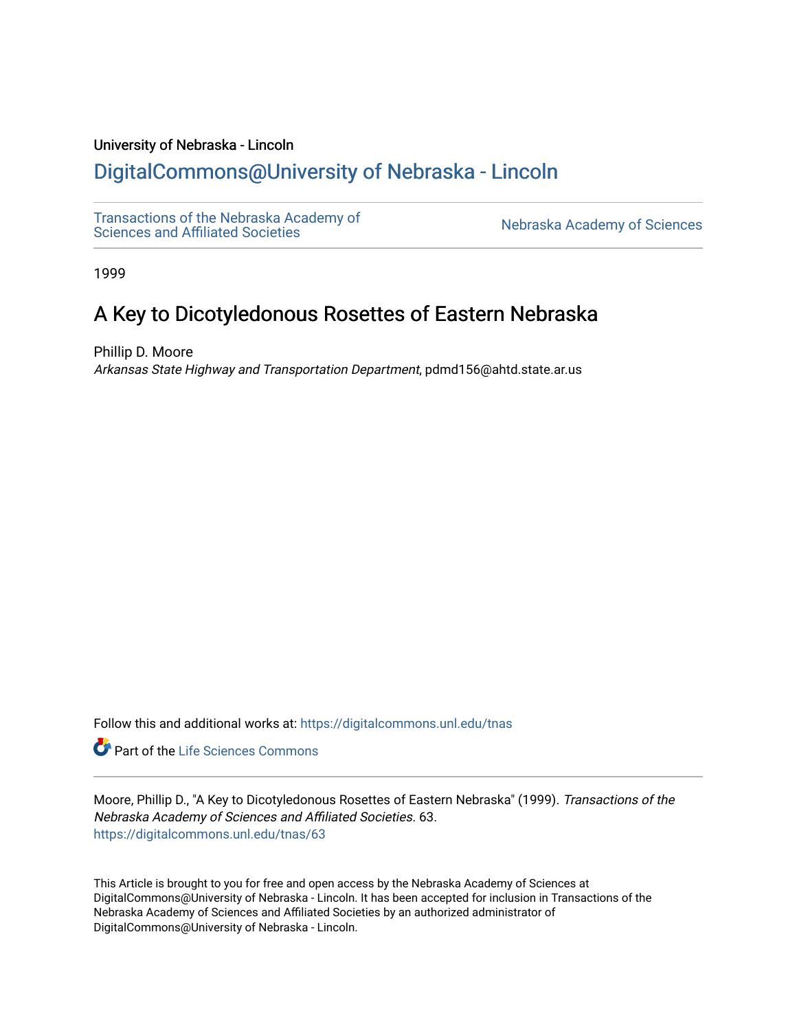University of Nebraska - Lincoln

## DigitalCommons@University of Nebraska - Lincoln

Transactions of the Nebraska Academy of Sciences and Affiliated Societies

Nebraska Academy of Sciences

1999

# A Key to Dicotyledonous Rosettes of Eastern Nebraska

Phillip D. Moore
*Arkansas State Highway and Transportation Department*, pdmd156@ahtd.state.ar.us

Follow this and additional works at: https://digitalcommons.unl.edu/tnas

Part of the Life Sciences Commons

Moore, Phillip D., "A Key to Dicotyledonous Rosettes of Eastern Nebraska" (1999). *Transactions of the Nebraska Academy of Sciences and Affiliated Societies*. 63.
https://digitalcommons.unl.edu/tnas/63

This Article is brought to you for free and open access by the Nebraska Academy of Sciences at DigitalCommons@University of Nebraska - Lincoln. It has been accepted for inclusion in Transactions of the Nebraska Academy of Sciences and Affiliated Societies by an authorized administrator of DigitalCommons@University of Nebraska - Lincoln.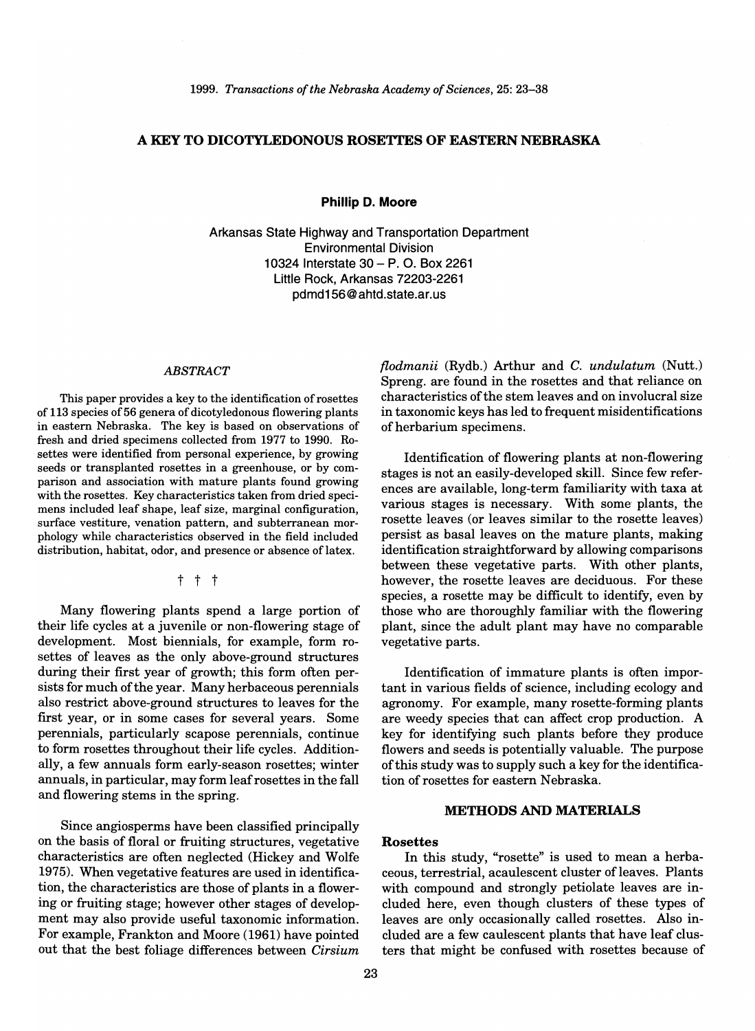1999. *Transactions of the Nebraska Academy of Sciences*, 25: 23–38

# A KEY TO DICOTYLEDONOUS ROSETTES OF EASTERN NEBRASKA

**Phillip D. Moore**

Arkansas State Highway and Transportation Department
Environmental Division
10324 Interstate 30 – P. O. Box 2261
Little Rock, Arkansas 72203-2261
pdmd156@ahtd.state.ar.us

## *ABSTRACT*

This paper provides a key to the identification of rosettes of 113 species of 56 genera of dicotyledonous flowering plants in eastern Nebraska. The key is based on observations of fresh and dried specimens collected from 1977 to 1990. Rosettes were identified from personal experience, by growing seeds or transplanted rosettes in a greenhouse, or by comparison and association with mature plants found growing with the rosettes. Key characteristics taken from dried specimens included leaf shape, leaf size, marginal configuration, surface vestiture, venation pattern, and subterranean morphology while characteristics observed in the field included distribution, habitat, odor, and presence or absence of latex.

† † †

Many flowering plants spend a large portion of their life cycles at a juvenile or non-flowering stage of development. Most biennials, for example, form rosettes of leaves as the only above-ground structures during their first year of growth; this form often persists for much of the year. Many herbaceous perennials also restrict above-ground structures to leaves for the first year, or in some cases for several years. Some perennials, particularly scapose perennials, continue to form rosettes throughout their life cycles. Additionally, a few annuals form early-season rosettes; winter annuals, in particular, may form leaf rosettes in the fall and flowering stems in the spring.

Since angiosperms have been classified principally on the basis of floral or fruiting structures, vegetative characteristics are often neglected (Hickey and Wolfe 1975). When vegetative features are used in identification, the characteristics are those of plants in a flowering or fruiting stage; however other stages of development may also provide useful taxonomic information. For example, Frankton and Moore (1961) have pointed out that the best foliage differences between *Cirsium flodmanii* (Rydb.) Arthur and *C. undulatum* (Nutt.) Spreng. are found in the rosettes and that reliance on characteristics of the stem leaves and on involucral size in taxonomic keys has led to frequent misidentifications of herbarium specimens.

Identification of flowering plants at non-flowering stages is not an easily-developed skill. Since few references are available, long-term familiarity with taxa at various stages is necessary. With some plants, the rosette leaves (or leaves similar to the rosette leaves) persist as basal leaves on the mature plants, making identification straightforward by allowing comparisons between these vegetative parts. With other plants, however, the rosette leaves are deciduous. For these species, a rosette may be difficult to identify, even by those who are thoroughly familiar with the flowering plant, since the adult plant may have no comparable vegetative parts.

Identification of immature plants is often important in various fields of science, including ecology and agronomy. For example, many rosette-forming plants are weedy species that can affect crop production. A key for identifying such plants before they produce flowers and seeds is potentially valuable. The purpose of this study was to supply such a key for the identification of rosettes for eastern Nebraska.

## METHODS AND MATERIALS

### Rosettes

In this study, "rosette" is used to mean a herbaceous, terrestrial, acaulescent cluster of leaves. Plants with compound and strongly petiolate leaves are included here, even though clusters of these types of leaves are only occasionally called rosettes. Also included are a few caulescent plants that have leaf clusters that might be confused with rosettes because of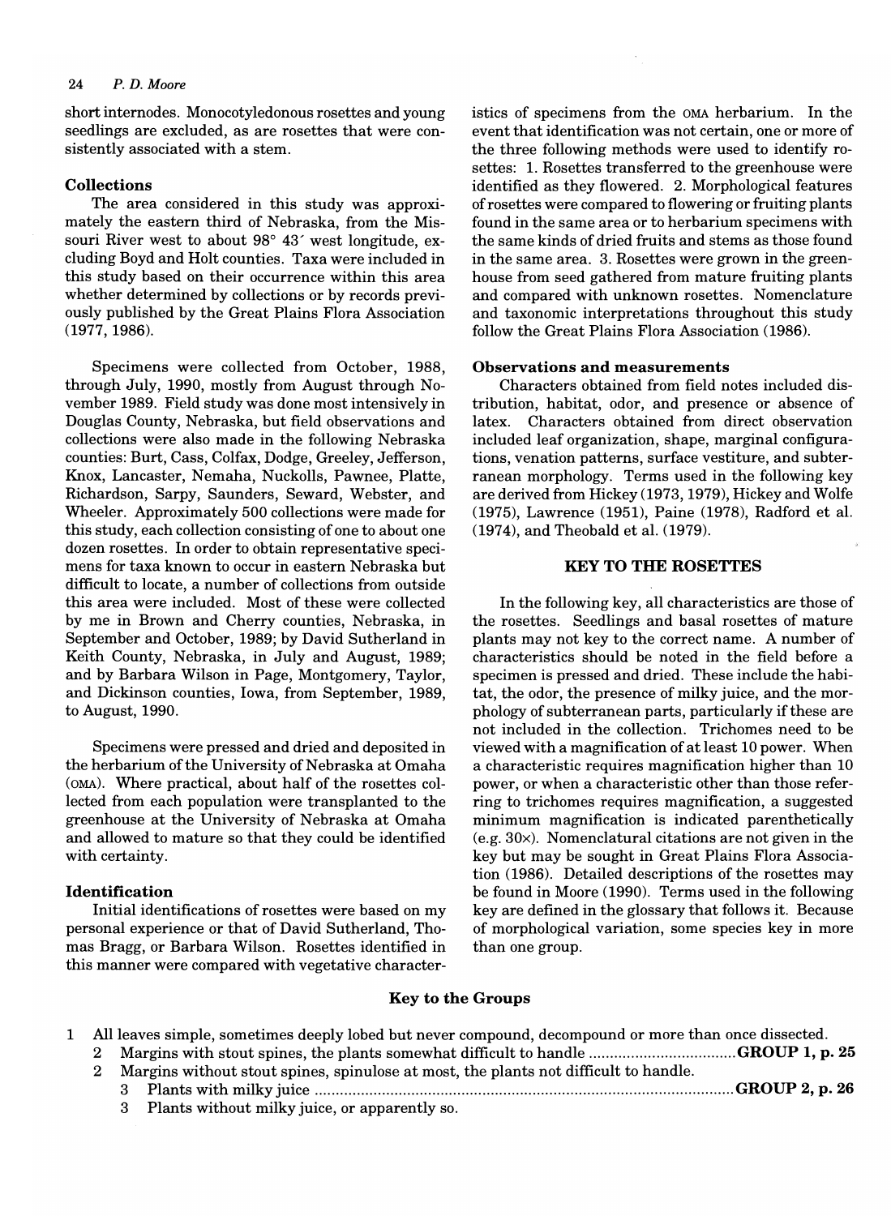short internodes. Monocotyledonous rosettes and young seedlings are excluded, as are rosettes that were consistently associated with a stem.

### Collections

The area considered in this study was approximately the eastern third of Nebraska, from the Missouri River west to about 98° 43′ west longitude, excluding Boyd and Holt counties. Taxa were included in this study based on their occurrence within this area whether determined by collections or by records previously published by the Great Plains Flora Association (1977, 1986).

Specimens were collected from October, 1988, through July, 1990, mostly from August through November 1989. Field study was done most intensively in Douglas County, Nebraska, but field observations and collections were also made in the following Nebraska counties: Burt, Cass, Colfax, Dodge, Greeley, Jefferson, Knox, Lancaster, Nemaha, Nuckolls, Pawnee, Platte, Richardson, Sarpy, Saunders, Seward, Webster, and Wheeler. Approximately 500 collections were made for this study, each collection consisting of one to about one dozen rosettes. In order to obtain representative specimens for taxa known to occur in eastern Nebraska but difficult to locate, a number of collections from outside this area were included. Most of these were collected by me in Brown and Cherry counties, Nebraska, in September and October, 1989; by David Sutherland in Keith County, Nebraska, in July and August, 1989; and by Barbara Wilson in Page, Montgomery, Taylor, and Dickinson counties, Iowa, from September, 1989, to August, 1990.

Specimens were pressed and dried and deposited in the herbarium of the University of Nebraska at Omaha (OMA). Where practical, about half of the rosettes collected from each population were transplanted to the greenhouse at the University of Nebraska at Omaha and allowed to mature so that they could be identified with certainty.

### Identification

Initial identifications of rosettes were based on my personal experience or that of David Sutherland, Thomas Bragg, or Barbara Wilson. Rosettes identified in this manner were compared with vegetative characteristics of specimens from the OMA herbarium. In the event that identification was not certain, one or more of the three following methods were used to identify rosettes: 1. Rosettes transferred to the greenhouse were identified as they flowered. 2. Morphological features of rosettes were compared to flowering or fruiting plants found in the same area or to herbarium specimens with the same kinds of dried fruits and stems as those found in the same area. 3. Rosettes were grown in the greenhouse from seed gathered from mature fruiting plants and compared with unknown rosettes. Nomenclature and taxonomic interpretations throughout this study follow the Great Plains Flora Association (1986).

### Observations and measurements

Characters obtained from field notes included distribution, habitat, odor, and presence or absence of latex. Characters obtained from direct observation included leaf organization, shape, marginal configurations, venation patterns, surface vestiture, and subterranean morphology. Terms used in the following key are derived from Hickey (1973, 1979), Hickey and Wolfe (1975), Lawrence (1951), Paine (1978), Radford et al. (1974), and Theobald et al. (1979).

## KEY TO THE ROSETTES

In the following key, all characteristics are those of the rosettes. Seedlings and basal rosettes of mature plants may not key to the correct name. A number of characteristics should be noted in the field before a specimen is pressed and dried. These include the habitat, the odor, the presence of milky juice, and the morphology of subterranean parts, particularly if these are not included in the collection. Trichomes need to be viewed with a magnification of at least 10 power. When a characteristic requires magnification higher than 10 power, or when a characteristic other than those referring to trichomes requires magnification, a suggested minimum magnification is indicated parenthetically (e.g. 30×). Nomenclatural citations are not given in the key but may be sought in Great Plains Flora Association (1986). Detailed descriptions of the rosettes may be found in Moore (1990). Terms used in the following key are defined in the glossary that follows it. Because of morphological variation, some species key in more than one group.

### Key to the Groups

1 All leaves simple, sometimes deeply lobed but never compound, decompound or more than once dissected.
  2 Margins with stout spines, the plants somewhat difficult to handle .................................. **GROUP 1, p. 25**
  2 Margins without stout spines, spinulose at most, the plants not difficult to handle.
    3 Plants with milky juice ........................................................................................ **GROUP 2, p. 26**
    3 Plants without milky juice, or apparently so.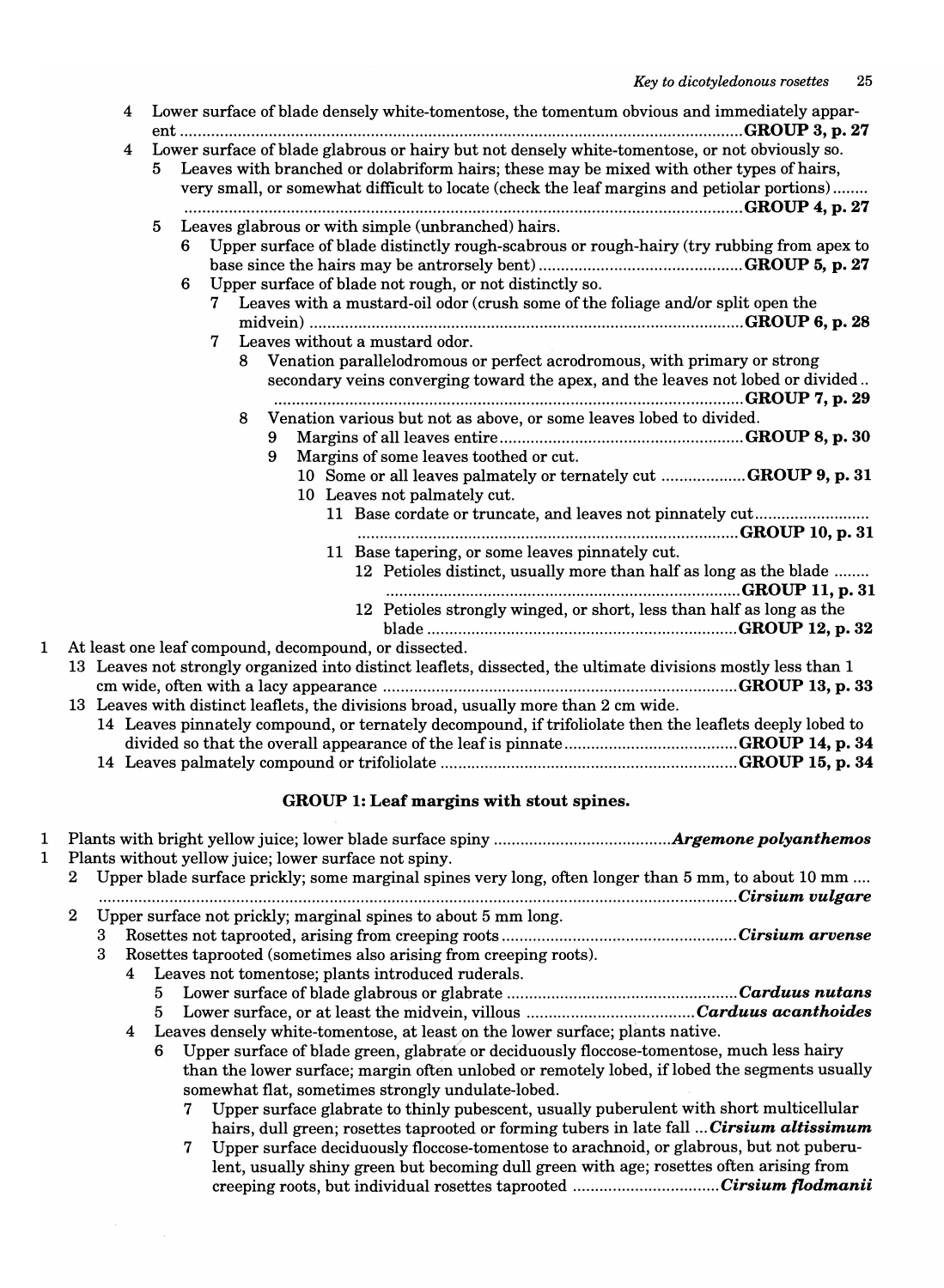4 Lower surface of blade densely white-tomentose, the tomentum obvious and immediately apparent ............................................................ **GROUP 3, p. 27**

4 Lower surface of blade glabrous or hairy but not densely white-tomentose, or not obviously so.

5 Leaves with branched or dolabriform hairs; these may be mixed with other types of hairs, very small, or somewhat difficult to locate (check the leaf margins and petiolar portions) ........ ............................................................ **GROUP 4, p. 27**

5 Leaves glabrous or with simple (unbranched) hairs.

6 Upper surface of blade distinctly rough-scabrous or rough-hairy (try rubbing from apex to base since the hairs may be antrorsely bent) ............................................ **GROUP 5, p. 27**

6 Upper surface of blade not rough, or not distinctly so.

7 Leaves with a mustard-oil odor (crush some of the foliage and/or split open the midvein) ............................................................ **GROUP 6, p. 28**

7 Leaves without a mustard odor.

8 Venation parallelodromous or perfect acrodromous, with primary or strong secondary veins converging toward the apex, and the leaves not lobed or divided .. ............................................................ **GROUP 7, p. 29**

8 Venation various but not as above, or some leaves lobed to divided.

9 Margins of all leaves entire ............................................................ **GROUP 8, p. 30**

9 Margins of some leaves toothed or cut.

10 Some or all leaves palmately or ternately cut .................. **GROUP 9, p. 31**

10 Leaves not palmately cut.

11 Base cordate or truncate, and leaves not pinnately cut.......................... ............................................................ **GROUP 10, p. 31**

11 Base tapering, or some leaves pinnately cut.

12 Petioles distinct, usually more than half as long as the blade ........ ............................................................ **GROUP 11, p. 31**

12 Petioles strongly winged, or short, less than half as long as the blade ............................................................ **GROUP 12, p. 32**

1 At least one leaf compound, decompound, or dissected.

13 Leaves not strongly organized into distinct leaflets, dissected, the ultimate divisions mostly less than 1 cm wide, often with a lacy appearance ............................................................ **GROUP 13, p. 33**

13 Leaves with distinct leaflets, the divisions broad, usually more than 2 cm wide.

14 Leaves pinnately compound, or ternately decompound, if trifoliolate then the leaflets deeply lobed to divided so that the overall appearance of the leaf is pinnate ...................................... **GROUP 14, p. 34**

14 Leaves palmately compound or trifoliolate ............................................................ **GROUP 15, p. 34**

### GROUP 1: Leaf margins with stout spines.

1 Plants with bright yellow juice; lower blade surface spiny ........................................ ***Argemone polyanthemos***

1 Plants without yellow juice; lower surface not spiny.

2 Upper blade surface prickly; some marginal spines very long, often longer than 5 mm, to about 10 mm .... ............................................................ ***Cirsium vulgare***

2 Upper surface not prickly; marginal spines to about 5 mm long.

3 Rosettes not taprooted, arising from creeping roots ........................................ ***Cirsium arvense***

3 Rosettes taprooted (sometimes also arising from creeping roots).

4 Leaves not tomentose; plants introduced ruderals.

5 Lower surface of blade glabrous or glabrate ............................................ ***Carduus nutans***

5 Lower surface, or at least the midvein, villous ...................................... ***Carduus acanthoides***

4 Leaves densely white-tomentose, at least on the lower surface; plants native.

6 Upper surface of blade green, glabrate or deciduously floccose-tomentose, much less hairy than the lower surface; margin often unlobed or remotely lobed, if lobed the segments usually somewhat flat, sometimes strongly undulate-lobed.

7 Upper surface glabrate to thinly pubescent, usually puberulent with short multicellular hairs, dull green; rosettes taprooted or forming tubers in late fall ... ***Cirsium altissimum***

7 Upper surface deciduously floccose-tomentose to arachnoid, or glabrous, but not puberulent, usually shiny green but becoming dull green with age; rosettes often arising from creeping roots, but individual rosettes taprooted ................................ ***Cirsium flodmanii***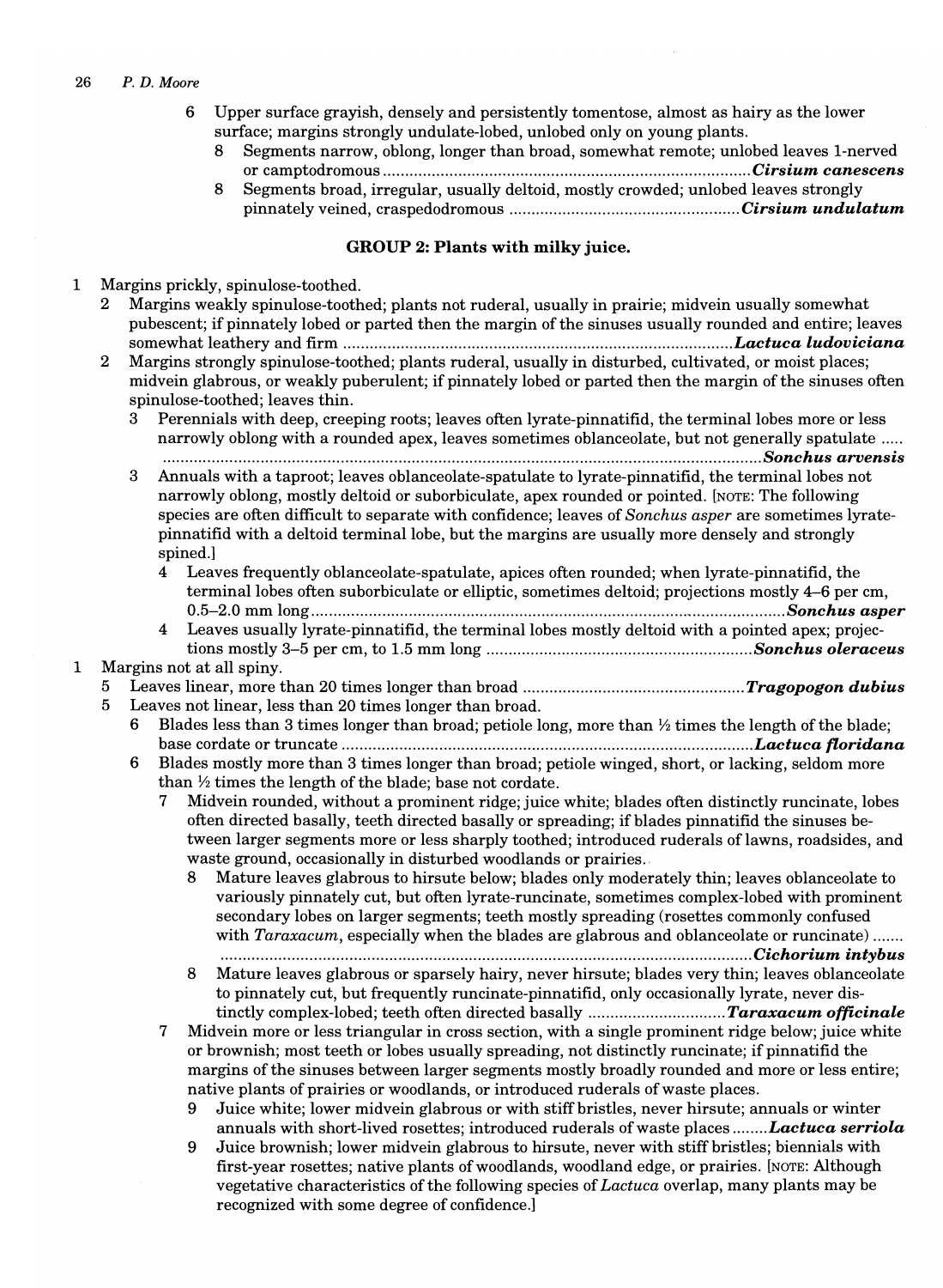6 Upper surface grayish, densely and persistently tomentose, almost as hairy as the lower surface; margins strongly undulate-lobed, unlobed only on young plants.

8 Segments narrow, oblong, longer than broad, somewhat remote; unlobed leaves 1-nerved or camptodromous .......... ***Cirsium canescens***

8 Segments broad, irregular, usually deltoid, mostly crowded; unlobed leaves strongly pinnately veined, craspedodromous .......... ***Cirsium undulatum***

## GROUP 2: Plants with milky juice.

1 Margins prickly, spinulose-toothed.

2 Margins weakly spinulose-toothed; plants not ruderal, usually in prairie; midvein usually somewhat pubescent; if pinnately lobed or parted then the margin of the sinuses usually rounded and entire; leaves somewhat leathery and firm .......... ***Lactuca ludoviciana***

2 Margins strongly spinulose-toothed; plants ruderal, usually in disturbed, cultivated, or moist places; midvein glabrous, or weakly puberulent; if pinnately lobed or parted then the margin of the sinuses often spinulose-toothed; leaves thin.

3 Perennials with deep, creeping roots; leaves often lyrate-pinnatifid, the terminal lobes more or less narrowly oblong with a rounded apex, leaves sometimes oblanceolate, but not generally spatulate .......... ***Sonchus arvensis***

3 Annuals with a taproot; leaves oblanceolate-spatulate to lyrate-pinnatifid, the terminal lobes not narrowly oblong, mostly deltoid or suborbiculate, apex rounded or pointed. [NOTE: The following species are often difficult to separate with confidence; leaves of *Sonchus asper* are sometimes lyrate-pinnatifid with a deltoid terminal lobe, but the margins are usually more densely and strongly spined.]

4 Leaves frequently oblanceolate-spatulate, apices often rounded; when lyrate-pinnatifid, the terminal lobes often suborbiculate or elliptic, sometimes deltoid; projections mostly 4–6 per cm, 0.5–2.0 mm long .......... ***Sonchus asper***

4 Leaves usually lyrate-pinnatifid, the terminal lobes mostly deltoid with a pointed apex; projections mostly 3–5 per cm, to 1.5 mm long .......... ***Sonchus oleraceus***

1 Margins not at all spiny.

5 Leaves linear, more than 20 times longer than broad .......... ***Tragopogon dubius***

5 Leaves not linear, less than 20 times longer than broad.

6 Blades less than 3 times longer than broad; petiole long, more than ½ times the length of the blade; base cordate or truncate .......... ***Lactuca floridana***

6 Blades mostly more than 3 times longer than broad; petiole winged, short, or lacking, seldom more than ½ times the length of the blade; base not cordate.

7 Midvein rounded, without a prominent ridge; juice white; blades often distinctly runcinate, lobes often directed basally, teeth directed basally or spreading; if blades pinnatifid the sinuses between larger segments more or less sharply toothed; introduced ruderals of lawns, roadsides, and waste ground, occasionally in disturbed woodlands or prairies.

8 Mature leaves glabrous to hirsute below; blades only moderately thin; leaves oblanceolate to variously pinnately cut, but often lyrate-runcinate, sometimes complex-lobed with prominent secondary lobes on larger segments; teeth mostly spreading (rosettes commonly confused with *Taraxacum*, especially when the blades are glabrous and oblanceolate or runcinate) .......... ***Cichorium intybus***

8 Mature leaves glabrous or sparsely hairy, never hirsute; blades very thin; leaves oblanceolate to pinnately cut, but frequently runcinate-pinnatifid, only occasionally lyrate, never distinctly complex-lobed; teeth often directed basally .......... ***Taraxacum officinale***

7 Midvein more or less triangular in cross section, with a single prominent ridge below; juice white or brownish; most teeth or lobes usually spreading, not distinctly runcinate; if pinnatifid the margins of the sinuses between larger segments mostly broadly rounded and more or less entire; native plants of prairies or woodlands, or introduced ruderals of waste places.

9 Juice white; lower midvein glabrous or with stiff bristles, never hirsute; annuals or winter annuals with short-lived rosettes; introduced ruderals of waste places .......... ***Lactuca serriola***

9 Juice brownish; lower midvein glabrous to hirsute, never with stiff bristles; biennials with first-year rosettes; native plants of woodlands, woodland edge, or prairies. [NOTE: Although vegetative characteristics of the following species of *Lactuca* overlap, many plants may be recognized with some degree of confidence.]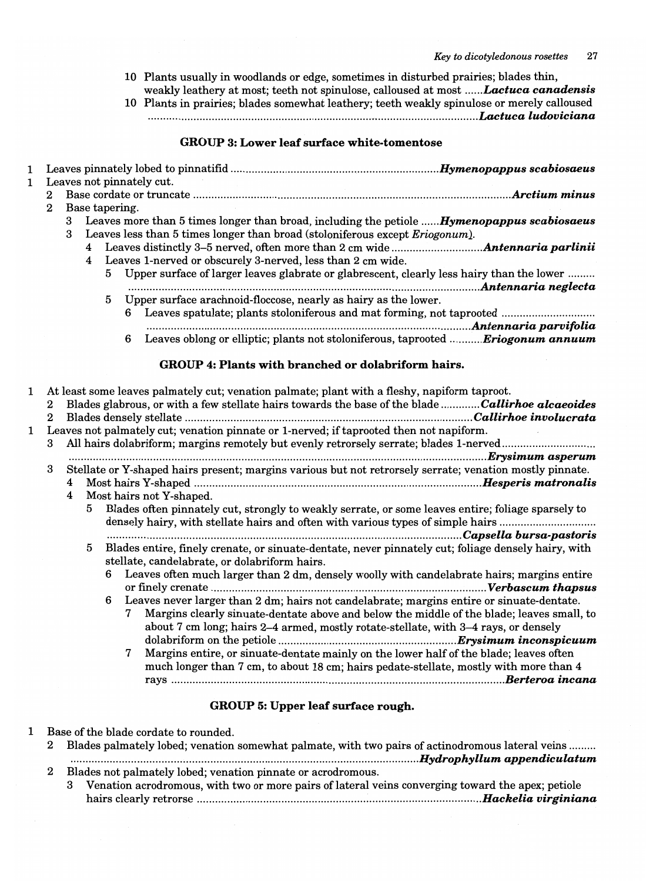10 Plants usually in woodlands or edge, sometimes in disturbed prairies; blades thin, weakly leathery at most; teeth not spinulose, calloused at most ...... ***Lactuca canadensis***

10 Plants in prairies; blades somewhat leathery; teeth weakly spinulose or merely calloused ...... ***Lactuca ludoviciana***

### GROUP 3: Lower leaf surface white-tomentose

1 Leaves pinnately lobed to pinnatifid ...... ***Hymenopappus scabiosaeus***

1 Leaves not pinnately cut.

- 2 Base cordate or truncate ...... ***Arctium minus***
- 2 Base tapering.
  - 3 Leaves more than 5 times longer than broad, including the petiole ...... ***Hymenopappus scabiosaeus***
  - 3 Leaves less than 5 times longer than broad (stoloniferous except *Eriogonum*).
    - 4 Leaves distinctly 3–5 nerved, often more than 2 cm wide ...... ***Antennaria parlinii***
    - 4 Leaves 1-nerved or obscurely 3-nerved, less than 2 cm wide.
      - 5 Upper surface of larger leaves glabrate or glabrescent, clearly less hairy than the lower ...... ***Antennaria neglecta***
      - 5 Upper surface arachnoid-floccose, nearly as hairy as the lower.
        - 6 Leaves spatulate; plants stoloniferous and mat forming, not taprooted ...... ***Antennaria parvifolia***
        - 6 Leaves oblong or elliptic; plants not stoloniferous, taprooted ...... ***Eriogonum annuum***

### GROUP 4: Plants with branched or dolabriform hairs.

1 At least some leaves palmately cut; venation palmate; plant with a fleshy, napiform taproot.

- 2 Blades glabrous, or with a few stellate hairs towards the base of the blade ...... ***Callirhoe alcaeoides***
- 2 Blades densely stellate ...... ***Callirhoe involucrata***

1 Leaves not palmately cut; venation pinnate or 1-nerved; if taprooted then not napiform.

- 3 All hairs dolabriform; margins remotely but evenly retrorsely serrate; blades 1-nerved ...... ***Erysimum asperum***
- 3 Stellate or Y-shaped hairs present; margins various but not retrorsely serrate; venation mostly pinnate.
  - 4 Most hairs Y-shaped ...... ***Hesperis matronalis***
  - 4 Most hairs not Y-shaped.
    - 5 Blades often pinnately cut, strongly to weakly serrate, or some leaves entire; foliage sparsely to densely hairy, with stellate hairs and often with various types of simple hairs ...... ***Capsella bursa-pastoris***
    - 5 Blades entire, finely crenate, or sinuate-dentate, never pinnately cut; foliage densely hairy, with stellate, candelabrate, or dolabriform hairs.
      - 6 Leaves often much larger than 2 dm, densely woolly with candelabrate hairs; margins entire or finely crenate ...... ***Verbascum thapsus***
      - 6 Leaves never larger than 2 dm; hairs not candelabrate; margins entire or sinuate-dentate.
        - 7 Margins clearly sinuate-dentate above and below the middle of the blade; leaves small, to about 7 cm long; hairs 2–4 armed, mostly rotate-stellate, with 3–4 rays, or densely dolabriform on the petiole ...... ***Erysimum inconspicuum***
        - 7 Margins entire, or sinuate-dentate mainly on the lower half of the blade; leaves often much longer than 7 cm, to about 18 cm; hairs pedate-stellate, mostly with more than 4 rays ...... ***Berteroa incana***

### GROUP 5: Upper leaf surface rough.

1 Base of the blade cordate to rounded.

- 2 Blades palmately lobed; venation somewhat palmate, with two pairs of actinodromous lateral veins ...... ***Hydrophyllum appendiculatum***
- 2 Blades not palmately lobed; venation pinnate or acrodromous.
  - 3 Venation acrodromous, with two or more pairs of lateral veins converging toward the apex; petiole hairs clearly retrorse ...... ***Hackelia virginiana***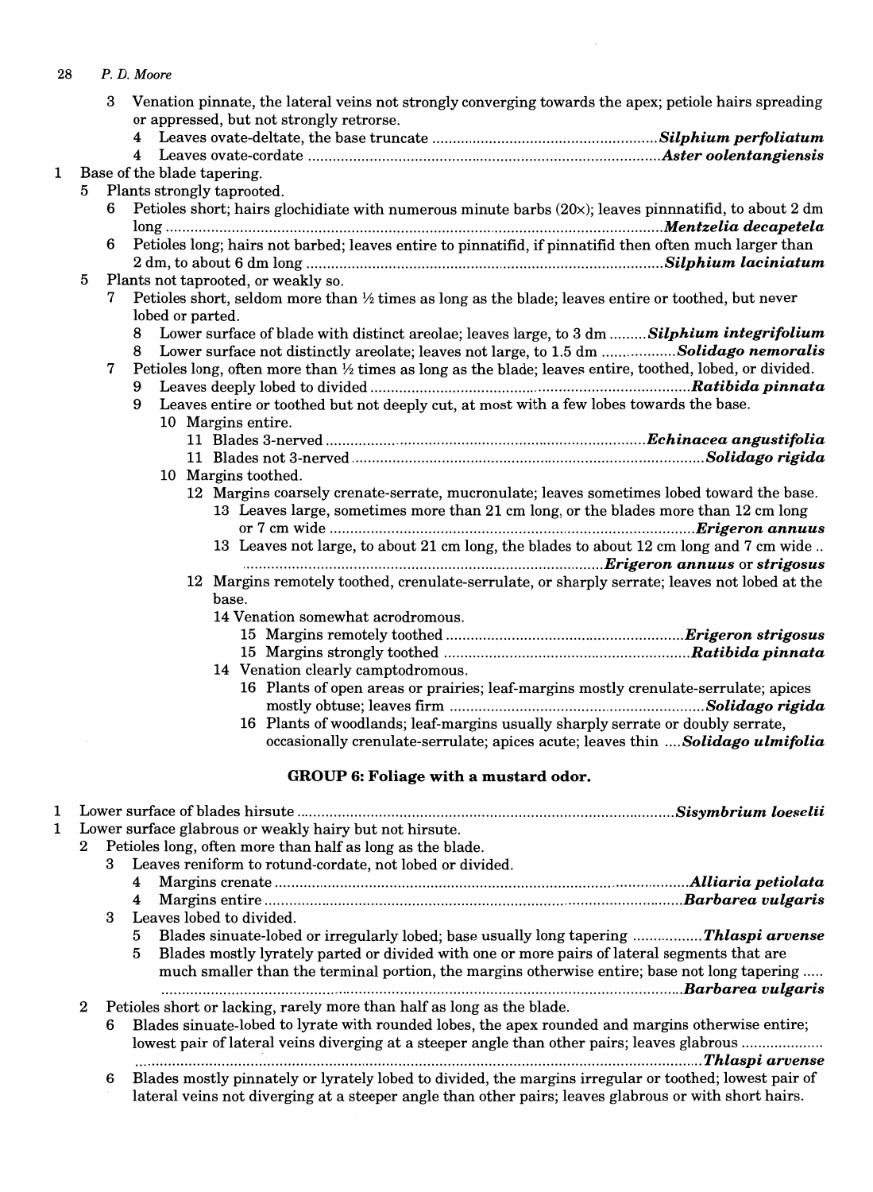3 Venation pinnate, the lateral veins not strongly converging towards the apex; petiole hairs spreading or appressed, but not strongly retrorse.

4 Leaves ovate-deltate, the base truncate ........ ***Silphium perfoliatum***

4 Leaves ovate-cordate ........ ***Aster oolentangiensis***

1 Base of the blade tapering.

5 Plants strongly taprooted.

6 Petioles short; hairs glochidiate with numerous minute barbs (20×); leaves pinnnatifid, to about 2 dm long ........ ***Mentzelia decapetela***

6 Petioles long; hairs not barbed; leaves entire to pinnatifid, if pinnatifid then often much larger than 2 dm, to about 6 dm long ........ ***Silphium laciniatum***

5 Plants not taprooted, or weakly so.

7 Petioles short, seldom more than ½ times as long as the blade; leaves entire or toothed, but never lobed or parted.

8 Lower surface of blade with distinct areolae; leaves large, to 3 dm ........ ***Silphium integrifolium***

8 Lower surface not distinctly areolate; leaves not large, to 1.5 dm ........ ***Solidago nemoralis***

7 Petioles long, often more than ½ times as long as the blade; leaves entire, toothed, lobed, or divided.

9 Leaves deeply lobed to divided ........ ***Ratibida pinnata***

9 Leaves entire or toothed but not deeply cut, at most with a few lobes towards the base.

10 Margins entire.

11 Blades 3-nerved ........ ***Echinacea angustifolia***

11 Blades not 3-nerved ........ ***Solidago rigida***

10 Margins toothed.

12 Margins coarsely crenate-serrate, mucronulate; leaves sometimes lobed toward the base.

13 Leaves large, sometimes more than 21 cm long, or the blades more than 12 cm long or 7 cm wide ........ ***Erigeron annuus***

13 Leaves not large, to about 21 cm long, the blades to about 12 cm long and 7 cm wide ........ ***Erigeron annuus*** or ***strigosus***

12 Margins remotely toothed, crenulate-serrulate, or sharply serrate; leaves not lobed at the base.

14 Venation somewhat acrodromous.

15 Margins remotely toothed ........ ***Erigeron strigosus***

15 Margins strongly toothed ........ ***Ratibida pinnata***

14 Venation clearly camptodromous.

16 Plants of open areas or prairies; leaf-margins mostly crenulate-serrulate; apices mostly obtuse; leaves firm ........ ***Solidago rigida***

16 Plants of woodlands; leaf-margins usually sharply serrate or doubly serrate, occasionally crenulate-serrulate; apices acute; leaves thin ........ ***Solidago ulmifolia***

## GROUP 6: Foliage with a mustard odor.

1 Lower surface of blades hirsute ........ ***Sisymbrium loeselii***

1 Lower surface glabrous or weakly hairy but not hirsute.

2 Petioles long, often more than half as long as the blade.

3 Leaves reniform to rotund-cordate, not lobed or divided.

4 Margins crenate ........ ***Alliaria petiolata***

4 Margins entire ........ ***Barbarea vulgaris***

3 Leaves lobed to divided.

5 Blades sinuate-lobed or irregularly lobed; base usually long tapering ........ ***Thlaspi arvense***

5 Blades mostly lyrately parted or divided with one or more pairs of lateral segments that are much smaller than the terminal portion, the margins otherwise entire; base not long tapering ........ ***Barbarea vulgaris***

2 Petioles short or lacking, rarely more than half as long as the blade.

6 Blades sinuate-lobed to lyrate with rounded lobes, the apex rounded and margins otherwise entire; lowest pair of lateral veins diverging at a steeper angle than other pairs; leaves glabrous ........ ***Thlaspi arvense***

6 Blades mostly pinnately or lyrately lobed to divided, the margins irregular or toothed; lowest pair of lateral veins not diverging at a steeper angle than other pairs; leaves glabrous or with short hairs.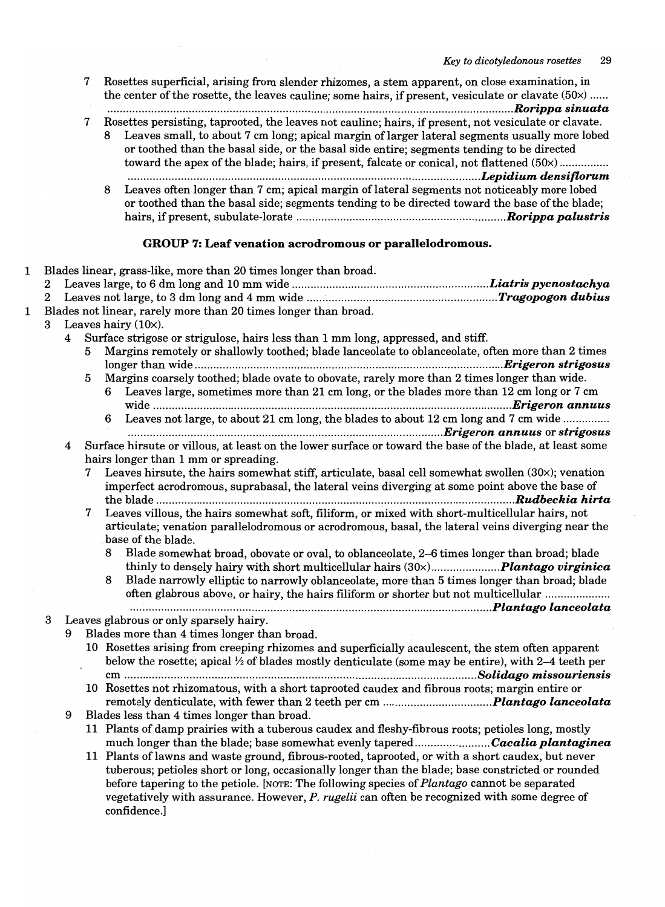7 Rosettes superficial, arising from slender rhizomes, a stem apparent, on close examination, in the center of the rosette, the leaves cauline; some hairs, if present, vesiculate or clavate (50×) ...... ........ ***Rorippa sinuata***

7 Rosettes persisting, taprooted, the leaves not cauline; hairs, if present, not vesiculate or clavate.

  8 Leaves small, to about 7 cm long; apical margin of larger lateral segments usually more lobed or toothed than the basal side, or the basal side entire; segments tending to be directed toward the apex of the blade; hairs, if present, falcate or conical, not flattened (50×) ........ ***Lepidium densiflorum***

  8 Leaves often longer than 7 cm; apical margin of lateral segments not noticeably more lobed or toothed than the basal side; segments tending to be directed toward the base of the blade; hairs, if present, subulate-lorate ........ ***Rorippa palustris***

### GROUP 7: Leaf venation acrodromous or parallelodromous.

1 Blades linear, grass-like, more than 20 times longer than broad.

  2 Leaves large, to 6 dm long and 10 mm wide ........ ***Liatris pycnostachya***

  2 Leaves not large, to 3 dm long and 4 mm wide ........ ***Tragopogon dubius***

1 Blades not linear, rarely more than 20 times longer than broad.

  3 Leaves hairy (10×).

    4 Surface strigose or strigulose, hairs less than 1 mm long, appressed, and stiff.

      5 Margins remotely or shallowly toothed; blade lanceolate to oblanceolate, often more than 2 times longer than wide ........ ***Erigeron strigosus***

      5 Margins coarsely toothed; blade ovate to obovate, rarely more than 2 times longer than wide.

        6 Leaves large, sometimes more than 21 cm long, or the blades more than 12 cm long or 7 cm wide ........ ***Erigeron annuus***

        6 Leaves not large, to about 21 cm long, the blades to about 12 cm long and 7 cm wide ........ ***Erigeron annuus*** or ***strigosus***

    4 Surface hirsute or villous, at least on the lower surface or toward the base of the blade, at least some hairs longer than 1 mm or spreading.

      7 Leaves hirsute, the hairs somewhat stiff, articulate, basal cell somewhat swollen (30×); venation imperfect acrodromous, suprabasal, the lateral veins diverging at some point above the base of the blade ........ ***Rudbeckia hirta***

      7 Leaves villous, the hairs somewhat soft, filiform, or mixed with short-multicellular hairs, not articulate; venation parallelodromous or acrodromous, basal, the lateral veins diverging near the base of the blade.

        8 Blade somewhat broad, obovate or oval, to oblanceolate, 2–6 times longer than broad; blade thinly to densely hairy with short multicellular hairs (30×) ........ ***Plantago virginica***

        8 Blade narrowly elliptic to narrowly oblanceolate, more than 5 times longer than broad; blade often glabrous above, or hairy, the hairs filiform or shorter but not multicellular ........ ***Plantago lanceolata***

  3 Leaves glabrous or only sparsely hairy.

    9 Blades more than 4 times longer than broad.

      10 Rosettes arising from creeping rhizomes and superficially acaulescent, the stem often apparent below the rosette; apical ½ of blades mostly denticulate (some may be entire), with 2–4 teeth per cm ........ ***Solidago missouriensis***

      10 Rosettes not rhizomatous, with a short taprooted caudex and fibrous roots; margin entire or remotely denticulate, with fewer than 2 teeth per cm ........ ***Plantago lanceolata***

    9 Blades less than 4 times longer than broad.

      11 Plants of damp prairies with a tuberous caudex and fleshy-fibrous roots; petioles long, mostly much longer than the blade; base somewhat evenly tapered ........ ***Cacalia plantaginea***

      11 Plants of lawns and waste ground, fibrous-rooted, taprooted, or with a short caudex, but never tuberous; petioles short or long, occasionally longer than the blade; base constricted or rounded before tapering to the petiole. [NOTE: The following species of *Plantago* cannot be separated vegetatively with assurance. However, *P. rugelii* can often be recognized with some degree of confidence.]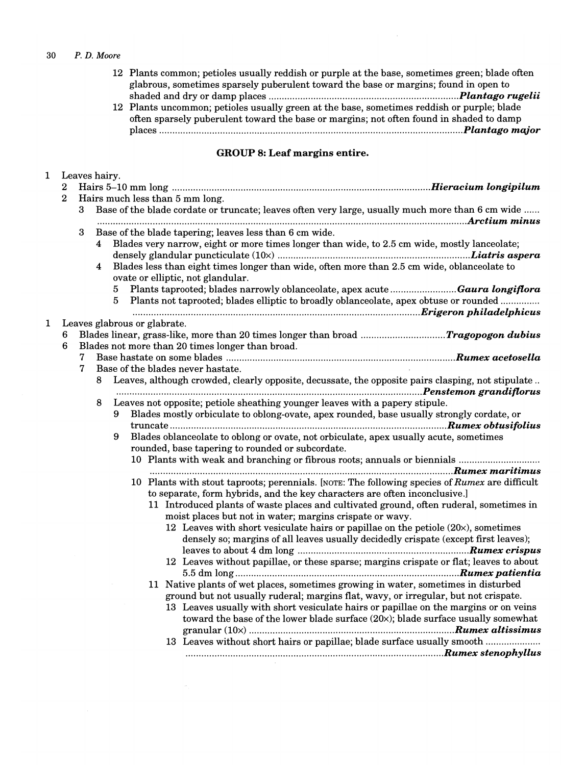12 Plants common; petioles usually reddish or purple at the base, sometimes green; blade often glabrous, sometimes sparsely puberulent toward the base or margins; found in open to shaded and dry or damp places ........................................................................ ***Plantago rugelii***

12 Plants uncommon; petioles usually green at the base, sometimes reddish or purple; blade often sparsely puberulent toward the base or margins; not often found in shaded to damp places .................................................................................................................. ***Plantago major***

## GROUP 8: Leaf margins entire.

1 Leaves hairy.

- 2 Hairs 5–10 mm long ................................................................................................ ***Hieracium longipilum***
- 2 Hairs much less than 5 mm long.
  - 3 Base of the blade cordate or truncate; leaves often very large, usually much more than 6 cm wide ...... ........................................................................................................................................ ***Arctium minus***
  - 3 Base of the blade tapering; leaves less than 6 cm wide.
    - 4 Blades very narrow, eight or more times longer than wide, to 2.5 cm wide, mostly lanceolate; densely glandular puncticulate (10×) ........................................................................ ***Liatris aspera***
    - 4 Blades less than eight times longer than wide, often more than 2.5 cm wide, oblanceolate to ovate or elliptic, not glandular.
      - 5 Plants taprooted; blades narrowly oblanceolate, apex acute ......................... ***Gaura longiflora***
      - 5 Plants not taprooted; blades elliptic to broadly oblanceolate, apex obtuse or rounded .............. ............................................................................................................ ***Erigeron philadelphicus***

1 Leaves glabrous or glabrate.

- 6 Blades linear, grass-like, more than 20 times longer than broad ................................ ***Tragopogon dubius***
- 6 Blades not more than 20 times longer than broad.
  - 7 Base hastate on some blades ...................................................................................... ***Rumex acetosella***
  - 7 Base of the blades never hastate.
    - 8 Leaves, although crowded, clearly opposite, decussate, the opposite pairs clasping, not stipulate .. .................................................................................................................. ***Penstemon grandiflorus***
    - 8 Leaves not opposite; petiole sheathing younger leaves with a papery stipule.
      - 9 Blades mostly orbiculate to oblong-ovate, apex rounded, base usually strongly cordate, or truncate ........................................................................................................ ***Rumex obtusifolius***
      - 9 Blades oblanceolate to oblong or ovate, not orbiculate, apex usually acute, sometimes rounded, base tapering to rounded or subcordate.
        - 10 Plants with weak and branching or fibrous roots; annuals or biennials .............................. .................................................................................................................. ***Rumex maritimus***
        - 10 Plants with stout taproots; perennials. [NOTE: The following species of *Rumex* are difficult to separate, form hybrids, and the key characters are often inconclusive.]
          - 11 Introduced plants of waste places and cultivated ground, often ruderal, sometimes in moist places but not in water; margins crispate or wavy.
            - 12 Leaves with short vesiculate hairs or papillae on the petiole (20×), sometimes densely so; margins of all leaves usually decidedly crispate (except first leaves); leaves to about 4 dm long ................................................................. ***Rumex crispus***
            - 12 Leaves without papillae, or these sparse; margins crispate or flat; leaves to about 5.5 dm long ..................................................................................... ***Rumex patientia***
          - 11 Native plants of wet places, sometimes growing in water, sometimes in disturbed ground but not usually ruderal; margins flat, wavy, or irregular, but not crispate.
            - 13 Leaves usually with short vesiculate hairs or papillae on the margins or on veins toward the base of the lower blade surface (20×); blade surface usually somewhat granular (10×) .............................................................................. ***Rumex altissimus***
            - 13 Leaves without short hairs or papillae; blade surface usually smooth ..................... .................................................................................................. ***Rumex stenophyllus***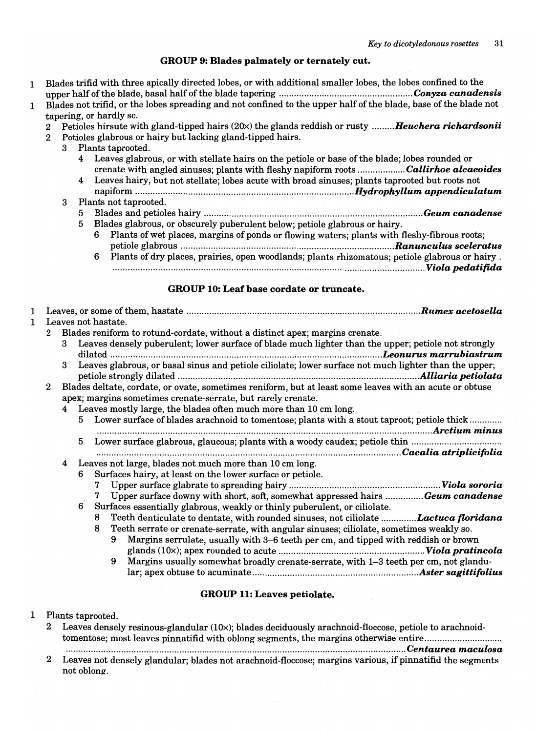## GROUP 9: Blades palmately or ternately cut.

1 Blades trifid with three apically directed lobes, or with additional smaller lobes, the lobes confined to the upper half of the blade, basal half of the blade tapering .................................................... ***Conyza canadensis***

1 Blades not trifid, or the lobes spreading and not confined to the upper half of the blade, base of the blade not tapering, or hardly so.

- 2 Petioles hirsute with gland-tipped hairs (20×) the glands reddish or rusty ......... ***Heuchera richardsonii***
- 2 Petioles glabrous or hairy but lacking gland-tipped hairs.
  - 3 Plants taprooted.
    - 4 Leaves glabrous, or with stellate hairs on the petiole or base of the blade; lobes rounded or crenate with angled sinuses; plants with fleshy napiform roots .................. ***Callirhoe alcaeoides***
    - 4 Leaves hairy, but not stellate; lobes acute with broad sinuses; plants taprooted but roots not napiform ....................................................................................... ***Hydrophyllum appendiculatum***
  - 3 Plants not taprooted.
    - 5 Blades and petioles hairy ....................................................................................... ***Geum canadense***
    - 5 Blades glabrous, or obscurely puberulent below; petiole glabrous or hairy.
      - 6 Plants of wet places, margins of ponds or flowing waters; plants with fleshy-fibrous roots; petiole glabrous .................................................................................. ***Ranunculus sceleratus***
      - 6 Plants of dry places, prairies, open woodlands; plants rhizomatous; petiole glabrous or hairy . ........................................................................................................................ ***Viola pedatifida***

## GROUP 10: Leaf base cordate or truncate.

1 Leaves, or some of them, hastate ........................................................................................... ***Rumex acetosella***

1 Leaves not hastate.

- 2 Blades reniform to rotund-cordate, without a distinct apex; margins crenate.
  - 3 Leaves densely puberulent; lower surface of blade much lighter than the upper; petiole not strongly dilated ........................................................................................................ ***Leonurus marrubiastrum***
  - 3 Leaves glabrous, or basal sinus and petiole ciliolate; lower surface not much lighter than the upper; petiole strongly dilated ............................................................................................ ***Alliaria petiolata***
- 2 Blades deltate, cordate, or ovate, sometimes reniform, but at least some leaves with an acute or obtuse apex; margins sometimes crenate-serrate, but rarely crenate.
  - 4 Leaves mostly large, the blades often much more than 10 cm long.
    - 5 Lower surface of blades arachnoid to tomentose; plants with a stout taproot; petiole thick ............ ........................................................................................................................ ***Arctium minus***
    - 5 Lower surface glabrous, glaucous; plants with a woody caudex; petiole thin .................................... ........................................................................................................................ ***Cacalia atriplicifolia***
  - 4 Leaves not large, blades not much more than 10 cm long.
    - 6 Surfaces hairy, at least on the lower surface or petiole.
      - 7 Upper surface glabrate to spreading hairy ........................................................... ***Viola sororia***
      - 7 Upper surface downy with short, soft, somewhat appressed hairs ............... ***Geum canadense***
    - 6 Surfaces essentially glabrous, weakly or thinly puberulent, or ciliolate.
      - 8 Teeth denticulate to dentate, with rounded sinuses, not ciliolate .............. ***Lactuca floridana***
      - 8 Teeth serrate or crenate-serrate, with angular sinuses; ciliolate, sometimes weakly so.
        - 9 Margins serrulate, usually with 3–6 teeth per cm, and tipped with reddish or brown glands (10×); apex rounded to acute .......................................................... ***Viola pratincola***
        - 9 Margins usually somewhat broadly crenate-serrate, with 1–3 teeth per cm, not glandular; apex obtuse to acuminate.................................................................. ***Aster sagittifolius***

## GROUP 11: Leaves petiolate.

1 Plants taprooted.

- 2 Leaves densely resinous-glandular (10×); blades deciduously arachnoid-floccose, petiole to arachnoid-tomentose; most leaves pinnatifid with oblong segments, the margins otherwise entire.............................. ........................................................................................................................ ***Centaurea maculosa***
- 2 Leaves not densely glandular; blades not arachnoid-floccose; margins various, if pinnatifid the segments not oblong.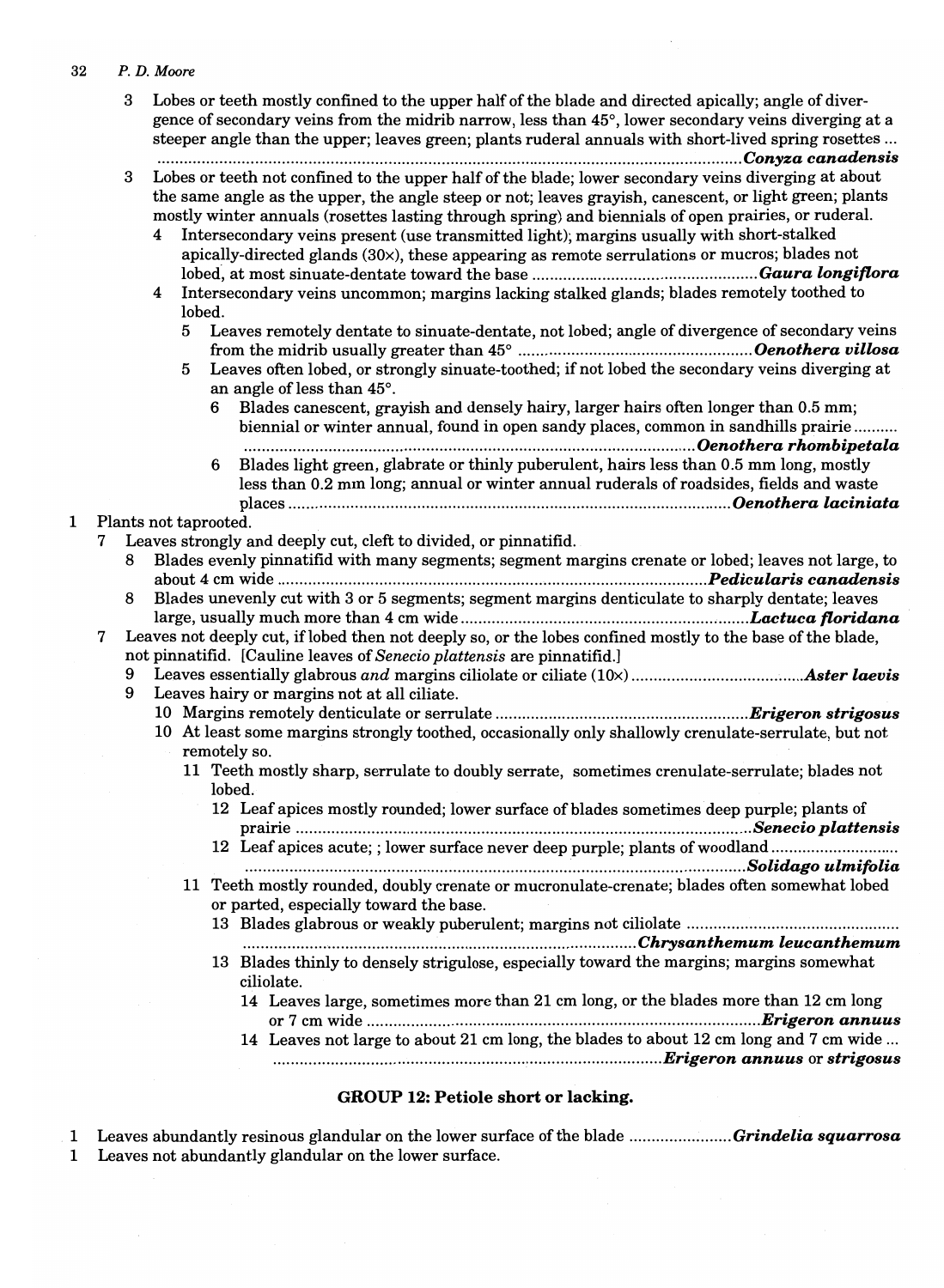3 Lobes or teeth mostly confined to the upper half of the blade and directed apically; angle of divergence of secondary veins from the midrib narrow, less than 45°, lower secondary veins diverging at a steeper angle than the upper; leaves green; plants ruderal annuals with short-lived spring rosettes ........ ***Conyza canadensis***

3 Lobes or teeth not confined to the upper half of the blade; lower secondary veins diverging at about the same angle as the upper, the angle steep or not; leaves grayish, canescent, or light green; plants mostly winter annuals (rosettes lasting through spring) and biennials of open prairies, or ruderal.

- 4 Intersecondary veins present (use transmitted light); margins usually with short-stalked apically-directed glands (30×), these appearing as remote serrulations or mucros; blades not lobed, at most sinuate-dentate toward the base ........ ***Gaura longiflora***
- 4 Intersecondary veins uncommon; margins lacking stalked glands; blades remotely toothed to lobed.
  - 5 Leaves remotely dentate to sinuate-dentate, not lobed; angle of divergence of secondary veins from the midrib usually greater than 45° ........ ***Oenothera villosa***
  - 5 Leaves often lobed, or strongly sinuate-toothed; if not lobed the secondary veins diverging at an angle of less than 45°.
    - 6 Blades canescent, grayish and densely hairy, larger hairs often longer than 0.5 mm; biennial or winter annual, found in open sandy places, common in sandhills prairie ........ ***Oenothera rhombipetala***
    - 6 Blades light green, glabrate or thinly puberulent, hairs less than 0.5 mm long, mostly less than 0.2 mm long; annual or winter annual ruderals of roadsides, fields and waste places ........ ***Oenothera laciniata***

1 Plants not taprooted.

- 7 Leaves strongly and deeply cut, cleft to divided, or pinnatifid.
  - 8 Blades evenly pinnatifid with many segments; segment margins crenate or lobed; leaves not large, to about 4 cm wide ........ ***Pedicularis canadensis***
  - 8 Blades unevenly cut with 3 or 5 segments; segment margins denticulate to sharply dentate; leaves large, usually much more than 4 cm wide ........ ***Lactuca floridana***
- 7 Leaves not deeply cut, if lobed then not deeply so, or the lobes confined mostly to the base of the blade, not pinnatifid. [Cauline leaves of *Senecio plattensis* are pinnatifid.]
  - 9 Leaves essentially glabrous *and* margins ciliolate or ciliate (10×) ........ ***Aster laevis***
  - 9 Leaves hairy or margins not at all ciliate.
    - 10 Margins remotely denticulate or serrulate ........ ***Erigeron strigosus***
    - 10 At least some margins strongly toothed, occasionally only shallowly crenulate-serrulate, but not remotely so.
      - 11 Teeth mostly sharp, serrulate to doubly serrate, sometimes crenulate-serrulate; blades not lobed.
        - 12 Leaf apices mostly rounded; lower surface of blades sometimes deep purple; plants of prairie ........ ***Senecio plattensis***
        - 12 Leaf apices acute; ; lower surface never deep purple; plants of woodland ........ ***Solidago ulmifolia***
      - 11 Teeth mostly rounded, doubly crenate or mucronulate-crenate; blades often somewhat lobed or parted, especially toward the base.
        - 13 Blades glabrous or weakly puberulent; margins not ciliolate ........ ***Chrysanthemum leucanthemum***
        - 13 Blades thinly to densely strigulose, especially toward the margins; margins somewhat ciliolate.
          - 14 Leaves large, sometimes more than 21 cm long, or the blades more than 12 cm long or 7 cm wide ........ ***Erigeron annuus***
          - 14 Leaves not large to about 21 cm long, the blades to about 12 cm long and 7 cm wide ........ ***Erigeron annuus*** or ***strigosus***

## GROUP 12: Petiole short or lacking.

1 Leaves abundantly resinous glandular on the lower surface of the blade ........ ***Grindelia squarrosa***

1 Leaves not abundantly glandular on the lower surface.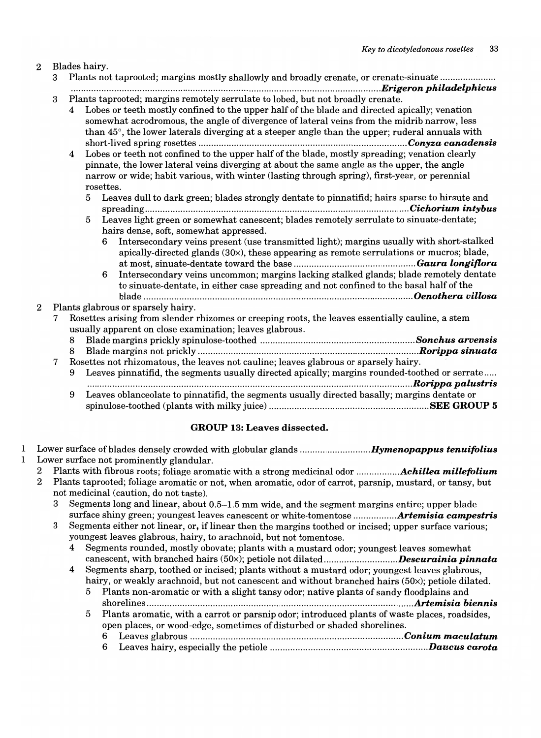2 Blades hairy.
   3 Plants not taprooted; margins mostly shallowly and broadly crenate, or crenate-sinuate ........................................................................................................................... ***Erigeron philadelphicus***
   3 Plants taprooted; margins remotely serrulate to lobed, but not broadly crenate.
      4 Lobes or teeth mostly confined to the upper half of the blade and directed apically; venation somewhat acrodromous, the angle of divergence of lateral veins from the midrib narrow, less than 45°, the lower laterals diverging at a steeper angle than the upper; ruderal annuals with short-lived spring rosettes ........................................................................................ ***Conyza canadensis***
      4 Lobes or teeth not confined to the upper half of the blade, mostly spreading; venation clearly pinnate, the lower lateral veins diverging at about the same angle as the upper, the angle narrow or wide; habit various, with winter (lasting through spring), first-year, or perennial rosettes.
         5 Leaves dull to dark green; blades strongly dentate to pinnatifid; hairs sparse to hirsute and spreading........................................................................................................ ***Cichorium intybus***
         5 Leaves light green or somewhat canescent; blades remotely serrulate to sinuate-dentate; hairs dense, soft, somewhat appressed.
            6 Intersecondary veins present (use transmitted light); margins usually with short-stalked apically-directed glands (30×), these appearing as remote serrulations or mucros; blade, at most, sinuate-dentate toward the base ................................................ ***Gaura longiflora***
            6 Intersecondary veins uncommon; margins lacking stalked glands; blade remotely dentate to sinuate-dentate, in either case spreading and not confined to the basal half of the blade ......................................................................................................... ***Oenothera villosa***

2 Plants glabrous or sparsely hairy.
   7 Rosettes arising from slender rhizomes or creeping roots, the leaves essentially cauline, a stem usually apparent on close examination; leaves glabrous.
      8 Blade margins prickly spinulose-toothed ............................................................. ***Sonchus arvensis***
      8 Blade margins not prickly ........................................................................................ ***Rorippa sinuata***
   7 Rosettes not rhizomatous, the leaves not cauline; leaves glabrous or sparsely hairy.
      9 Leaves pinnatifid, the segments usually directed apically; margins rounded-toothed or serrate..... ........................................................................................................................ ***Rorippa palustris***
      9 Leaves oblanceolate to pinnatifid, the segments usually directed basally; margins dentate or spinulose-toothed (plants with milky juice) .............................................................. **SEE GROUP 5**

### GROUP 13: Leaves dissected.

1 Lower surface of blades densely crowded with globular glands ............................ ***Hymenopappus tenuifolius***

1 Lower surface not prominently glandular.
   2 Plants with fibrous roots; foliage aromatic with a strong medicinal odor ................. ***Achillea millefolium***
   2 Plants taprooted; foliage aromatic or not, when aromatic, odor of carrot, parsnip, mustard, or tansy, but not medicinal (caution, do not taste).
      3 Segments long and linear, about 0.5–1.5 mm wide, and the segment margins entire; upper blade surface shiny green; youngest leaves canescent or white-tomentose ................. ***Artemisia campestris***
      3 Segments either not linear, or, if linear then the margins toothed or incised; upper surface various; youngest leaves glabrous, hairy, to arachnoid, but not tomentose.
         4 Segments rounded, mostly obovate; plants with a mustard odor; youngest leaves somewhat canescent, with branched hairs (50×); petiole not dilated............................. ***Descurainia pinnata***
         4 Segments sharp, toothed or incised; plants without a mustard odor; youngest leaves glabrous, hairy, or weakly arachnoid, but not canescent and without branched hairs (50×); petiole dilated.
            5 Plants non-aromatic or with a slight tansy odor; native plants of sandy floodplains and shorelines ...................................................................................................... ***Artemisia biennis***
            5 Plants aromatic, with a carrot or parsnip odor; introduced plants of waste places, roadsides, open places, or wood-edge, sometimes of disturbed or shaded shorelines.
               6 Leaves glabrous .................................................................................... ***Conium maculatum***
               6 Leaves hairy, especially the petiole ............................................................. ***Daucus carota***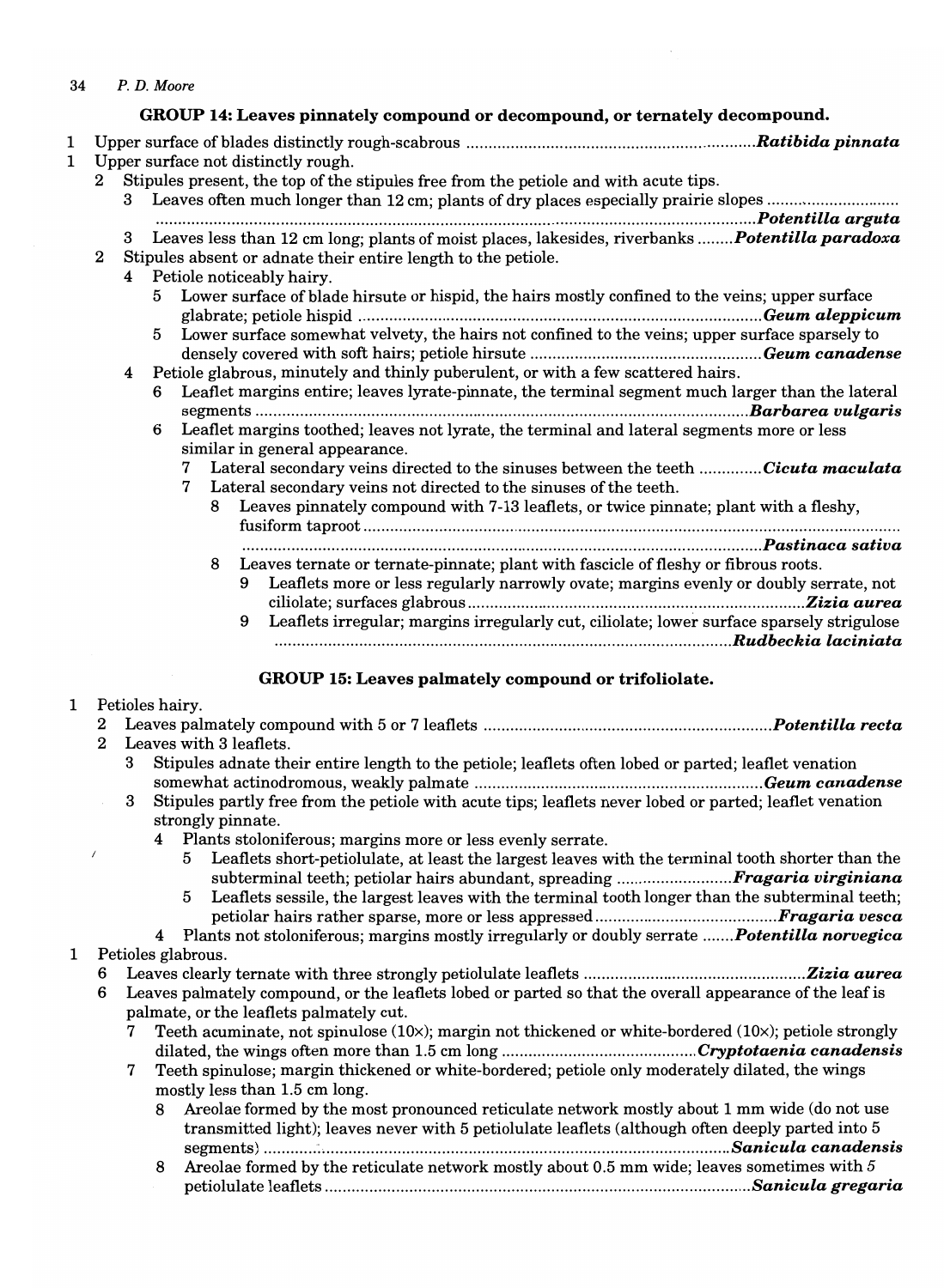### GROUP 14: Leaves pinnately compound or decompound, or ternately decompound.

1 Upper surface of blades distinctly rough-scabrous ............ ***Ratibida pinnata***

1 Upper surface not distinctly rough.

- 2 Stipules present, the top of the stipules free from the petiole and with acute tips.
  - 3 Leaves often much longer than 12 cm; plants of dry places especially prairie slopes ............ ***Potentilla arguta***
  - 3 Leaves less than 12 cm long; plants of moist places, lakesides, riverbanks ............ ***Potentilla paradoxa***
- 2 Stipules absent or adnate their entire length to the petiole.
  - 4 Petiole noticeably hairy.
    - 5 Lower surface of blade hirsute or hispid, the hairs mostly confined to the veins; upper surface glabrate; petiole hispid ............ ***Geum aleppicum***
    - 5 Lower surface somewhat velvety, the hairs not confined to the veins; upper surface sparsely to densely covered with soft hairs; petiole hirsute ............ ***Geum canadense***
  - 4 Petiole glabrous, minutely and thinly puberulent, or with a few scattered hairs.
    - 6 Leaflet margins entire; leaves lyrate-pinnate, the terminal segment much larger than the lateral segments ............ ***Barbarea vulgaris***
    - 6 Leaflet margins toothed; leaves not lyrate, the terminal and lateral segments more or less similar in general appearance.
      - 7 Lateral secondary veins directed to the sinuses between the teeth ............ ***Cicuta maculata***
      - 7 Lateral secondary veins not directed to the sinuses of the teeth.
        - 8 Leaves pinnately compound with 7-13 leaflets, or twice pinnate; plant with a fleshy, fusiform taproot ............ ***Pastinaca sativa***
        - 8 Leaves ternate or ternate-pinnate; plant with fascicle of fleshy or fibrous roots.
          - 9 Leaflets more or less regularly narrowly ovate; margins evenly or doubly serrate, not ciliolate; surfaces glabrous ............ ***Zizia aurea***
          - 9 Leaflets irregular; margins irregularly cut, ciliolate; lower surface sparsely strigulose ............ ***Rudbeckia laciniata***

### GROUP 15: Leaves palmately compound or trifoliolate.

1 Petioles hairy.

- 2 Leaves palmately compound with 5 or 7 leaflets ............ ***Potentilla recta***
- 2 Leaves with 3 leaflets.
  - 3 Stipules adnate their entire length to the petiole; leaflets often lobed or parted; leaflet venation somewhat actinodromous, weakly palmate ............ ***Geum canadense***
  - 3 Stipules partly free from the petiole with acute tips; leaflets never lobed or parted; leaflet venation strongly pinnate.
    - 4 Plants stoloniferous; margins more or less evenly serrate.
      - 5 Leaflets short-petiolulate, at least the largest leaves with the terminal tooth shorter than the subterminal teeth; petiolar hairs abundant, spreading ............ ***Fragaria virginiana***
      - 5 Leaflets sessile, the largest leaves with the terminal tooth longer than the subterminal teeth; petiolar hairs rather sparse, more or less appressed ............ ***Fragaria vesca***
    - 4 Plants not stoloniferous; margins mostly irregularly or doubly serrate ............ ***Potentilla norvegica***

1 Petioles glabrous.

- 6 Leaves clearly ternate with three strongly petiolulate leaflets ............ ***Zizia aurea***
- 6 Leaves palmately compound, or the leaflets lobed or parted so that the overall appearance of the leaf is palmate, or the leaflets palmately cut.
  - 7 Teeth acuminate, not spinulose (10×); margin not thickened or white-bordered (10×); petiole strongly dilated, the wings often more than 1.5 cm long ............ ***Cryptotaenia canadensis***
  - 7 Teeth spinulose; margin thickened or white-bordered; petiole only moderately dilated, the wings mostly less than 1.5 cm long.
    - 8 Areolae formed by the most pronounced reticulate network mostly about 1 mm wide (do not use transmitted light); leaves never with 5 petiolulate leaflets (although often deeply parted into 5 segments) ............ ***Sanicula canadensis***
    - 8 Areolae formed by the reticulate network mostly about 0.5 mm wide; leaves sometimes with 5 petiolulate leaflets ............ ***Sanicula gregaria***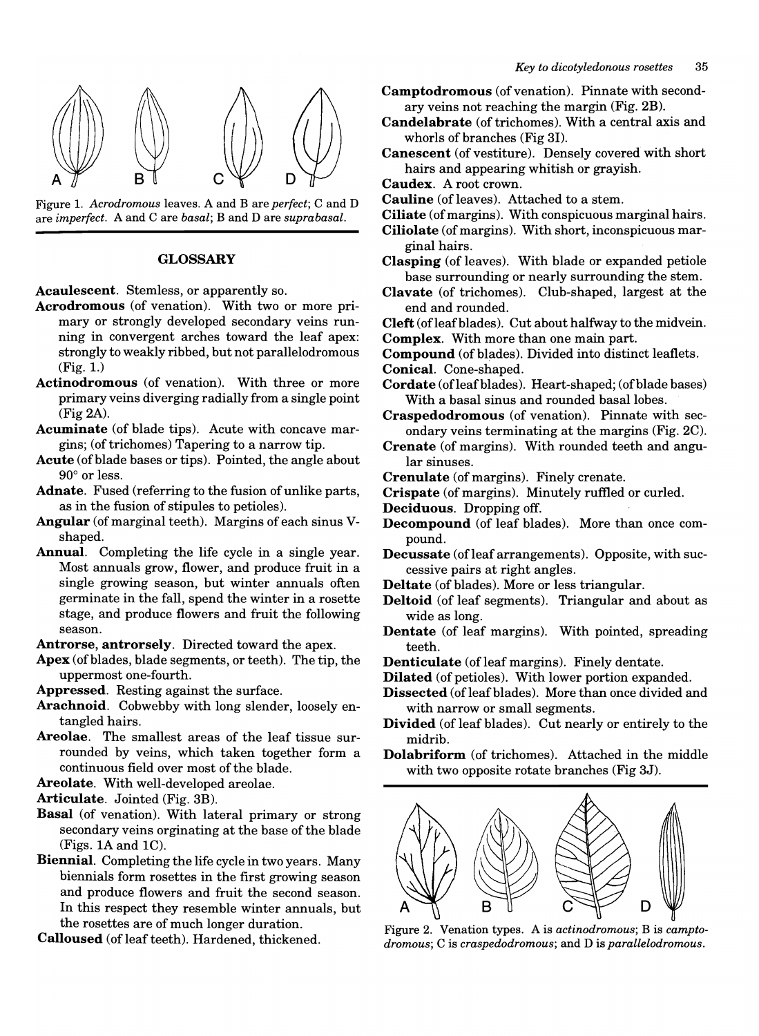Figure 1. *Acrodromous* leaves. A and B are *perfect*; C and D are *imperfect*. A and C are *basal*; B and D are *suprabasal*.

## GLOSSARY

**Acaulescent**. Stemless, or apparently so.

**Acrodromous** (of venation). With two or more primary or strongly developed secondary veins running in convergent arches toward the leaf apex: strongly to weakly ribbed, but not parallelodromous (Fig. 1.)

**Actinodromous** (of venation). With three or more primary veins diverging radially from a single point (Fig 2A).

**Acuminate** (of blade tips). Acute with concave margins; (of trichomes) Tapering to a narrow tip.

**Acute** (of blade bases or tips). Pointed, the angle about 90° or less.

**Adnate**. Fused (referring to the fusion of unlike parts, as in the fusion of stipules to petioles).

**Angular** (of marginal teeth). Margins of each sinus V-shaped.

**Annual**. Completing the life cycle in a single year. Most annuals grow, flower, and produce fruit in a single growing season, but winter annuals often germinate in the fall, spend the winter in a rosette stage, and produce flowers and fruit the following season.

**Antrorse, antrorsely**. Directed toward the apex.

**Apex** (of blades, blade segments, or teeth). The tip, the uppermost one-fourth.

**Appressed**. Resting against the surface.

**Arachnoid**. Cobwebby with long slender, loosely entangled hairs.

**Areolae**. The smallest areas of the leaf tissue surrounded by veins, which taken together form a continuous field over most of the blade.

**Areolate**. With well-developed areolae.

**Articulate**. Jointed (Fig. 3B).

**Basal** (of venation). With lateral primary or strong secondary veins orginating at the base of the blade (Figs. 1A and 1C).

**Biennial**. Completing the life cycle in two years. Many biennials form rosettes in the first growing season and produce flowers and fruit the second season. In this respect they resemble winter annuals, but the rosettes are of much longer duration.

**Calloused** (of leaf teeth). Hardened, thickened.

**Camptodromous** (of venation). Pinnate with secondary veins not reaching the margin (Fig. 2B).

**Candelabrate** (of trichomes). With a central axis and whorls of branches (Fig 3I).

**Canescent** (of vestiture). Densely covered with short hairs and appearing whitish or grayish.

**Caudex**. A root crown.

**Cauline** (of leaves). Attached to a stem.

**Ciliate** (of margins). With conspicuous marginal hairs.

**Ciliolate** (of margins). With short, inconspicuous marginal hairs.

**Clasping** (of leaves). With blade or expanded petiole base surrounding or nearly surrounding the stem.

**Clavate** (of trichomes). Club-shaped, largest at the end and rounded.

**Cleft** (of leaf blades). Cut about halfway to the midvein.

**Complex**. With more than one main part.

**Compound** (of blades). Divided into distinct leaflets.

**Conical**. Cone-shaped.

**Cordate** (of leaf blades). Heart-shaped; (of blade bases) With a basal sinus and rounded basal lobes.

**Craspedodromous** (of venation). Pinnate with secondary veins terminating at the margins (Fig. 2C).

**Crenate** (of margins). With rounded teeth and angular sinuses.

**Crenulate** (of margins). Finely crenate.

**Crispate** (of margins). Minutely ruffled or curled.

**Deciduous**. Dropping off.

**Decompound** (of leaf blades). More than once compound.

**Decussate** (of leaf arrangements). Opposite, with successive pairs at right angles.

**Deltate** (of blades). More or less triangular.

**Deltoid** (of leaf segments). Triangular and about as wide as long.

**Dentate** (of leaf margins). With pointed, spreading teeth.

**Denticulate** (of leaf margins). Finely dentate.

**Dilated** (of petioles). With lower portion expanded.

**Dissected** (of leaf blades). More than once divided and with narrow or small segments.

**Divided** (of leaf blades). Cut nearly or entirely to the midrib.

**Dolabriform** (of trichomes). Attached in the middle with two opposite rotate branches (Fig 3J).

Figure 2. Venation types. A is *actinodromous*; B is *camptodromous*; C is *craspedodromous*; and D is *parallelodromous*.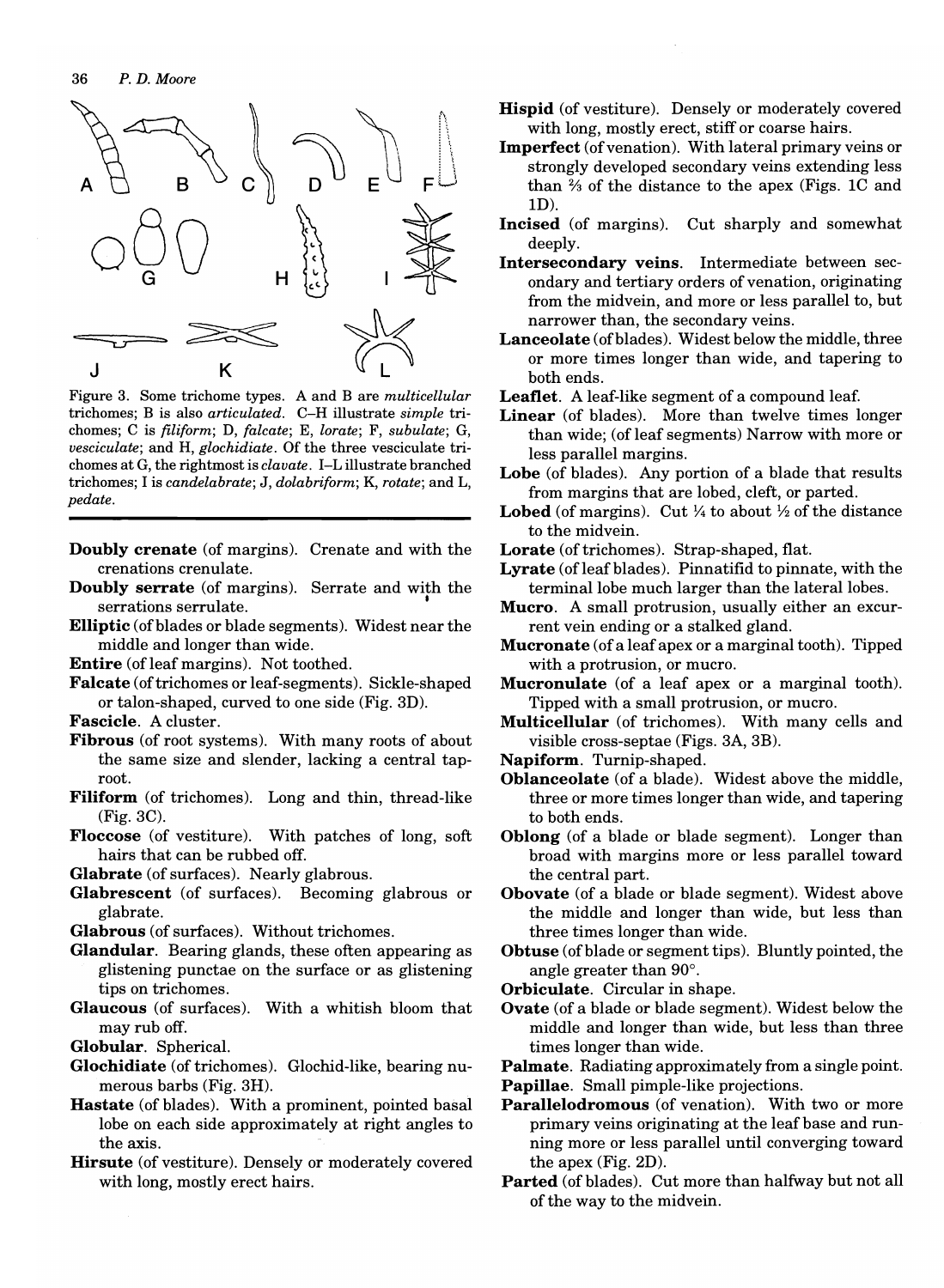Figure 3. Some trichome types. A and B are *multicellular* trichomes; B is also *articulated*. C–H illustrate *simple* trichomes; C is *filiform*; D, *falcate*; E, *lorate*; F, *subulate*; G, *vesciculate*; and H, *glochidiate*. Of the three vesciculate trichomes at G, the rightmost is *clavate*. I–L illustrate branched trichomes; I is *candelabrate*; J, *dolabriform*; K, *rotate*; and L, *pedate*.

**Doubly crenate** (of margins). Crenate and with the crenations crenulate.

**Doubly serrate** (of margins). Serrate and with the serrations serrulate.

**Elliptic** (of blades or blade segments). Widest near the middle and longer than wide.

**Entire** (of leaf margins). Not toothed.

**Falcate** (of trichomes or leaf-segments). Sickle-shaped or talon-shaped, curved to one side (Fig. 3D).

**Fascicle**. A cluster.

**Fibrous** (of root systems). With many roots of about the same size and slender, lacking a central taproot.

**Filiform** (of trichomes). Long and thin, thread-like (Fig. 3C).

**Floccose** (of vestiture). With patches of long, soft hairs that can be rubbed off.

**Glabrate** (of surfaces). Nearly glabrous.

**Glabrescent** (of surfaces). Becoming glabrous or glabrate.

**Glabrous** (of surfaces). Without trichomes.

**Glandular**. Bearing glands, these often appearing as glistening punctae on the surface or as glistening tips on trichomes.

**Glaucous** (of surfaces). With a whitish bloom that may rub off.

**Globular**. Spherical.

**Glochidiate** (of trichomes). Glochid-like, bearing numerous barbs (Fig. 3H).

**Hastate** (of blades). With a prominent, pointed basal lobe on each side approximately at right angles to the axis.

**Hirsute** (of vestiture). Densely or moderately covered with long, mostly erect hairs.

**Hispid** (of vestiture). Densely or moderately covered with long, mostly erect, stiff or coarse hairs.

**Imperfect** (of venation). With lateral primary veins or strongly developed secondary veins extending less than ⅔ of the distance to the apex (Figs. 1C and 1D).

**Incised** (of margins). Cut sharply and somewhat deeply.

**Intersecondary veins**. Intermediate between secondary and tertiary orders of venation, originating from the midvein, and more or less parallel to, but narrower than, the secondary veins.

**Lanceolate** (of blades). Widest below the middle, three or more times longer than wide, and tapering to both ends.

**Leaflet**. A leaf-like segment of a compound leaf.

**Linear** (of blades). More than twelve times longer than wide; (of leaf segments) Narrow with more or less parallel margins.

**Lobe** (of blades). Any portion of a blade that results from margins that are lobed, cleft, or parted.

**Lobed** (of margins). Cut ¼ to about ½ of the distance to the midvein.

**Lorate** (of trichomes). Strap-shaped, flat.

**Lyrate** (of leaf blades). Pinnatifid to pinnate, with the terminal lobe much larger than the lateral lobes.

**Mucro**. A small protrusion, usually either an excurrent vein ending or a stalked gland.

**Mucronate** (of a leaf apex or a marginal tooth). Tipped with a protrusion, or mucro.

**Mucronulate** (of a leaf apex or a marginal tooth). Tipped with a small protrusion, or mucro.

**Multicellular** (of trichomes). With many cells and visible cross-septae (Figs. 3A, 3B).

**Napiform**. Turnip-shaped.

**Oblanceolate** (of a blade). Widest above the middle, three or more times longer than wide, and tapering to both ends.

**Oblong** (of a blade or blade segment). Longer than broad with margins more or less parallel toward the central part.

**Obovate** (of a blade or blade segment). Widest above the middle and longer than wide, but less than three times longer than wide.

**Obtuse** (of blade or segment tips). Bluntly pointed, the angle greater than 90°.

**Orbiculate**. Circular in shape.

**Ovate** (of a blade or blade segment). Widest below the middle and longer than wide, but less than three times longer than wide.

**Palmate**. Radiating approximately from a single point.

**Papillae**. Small pimple-like projections.

**Parallelodromous** (of venation). With two or more primary veins originating at the leaf base and running more or less parallel until converging toward the apex (Fig. 2D).

**Parted** (of blades). Cut more than halfway but not all of the way to the midvein.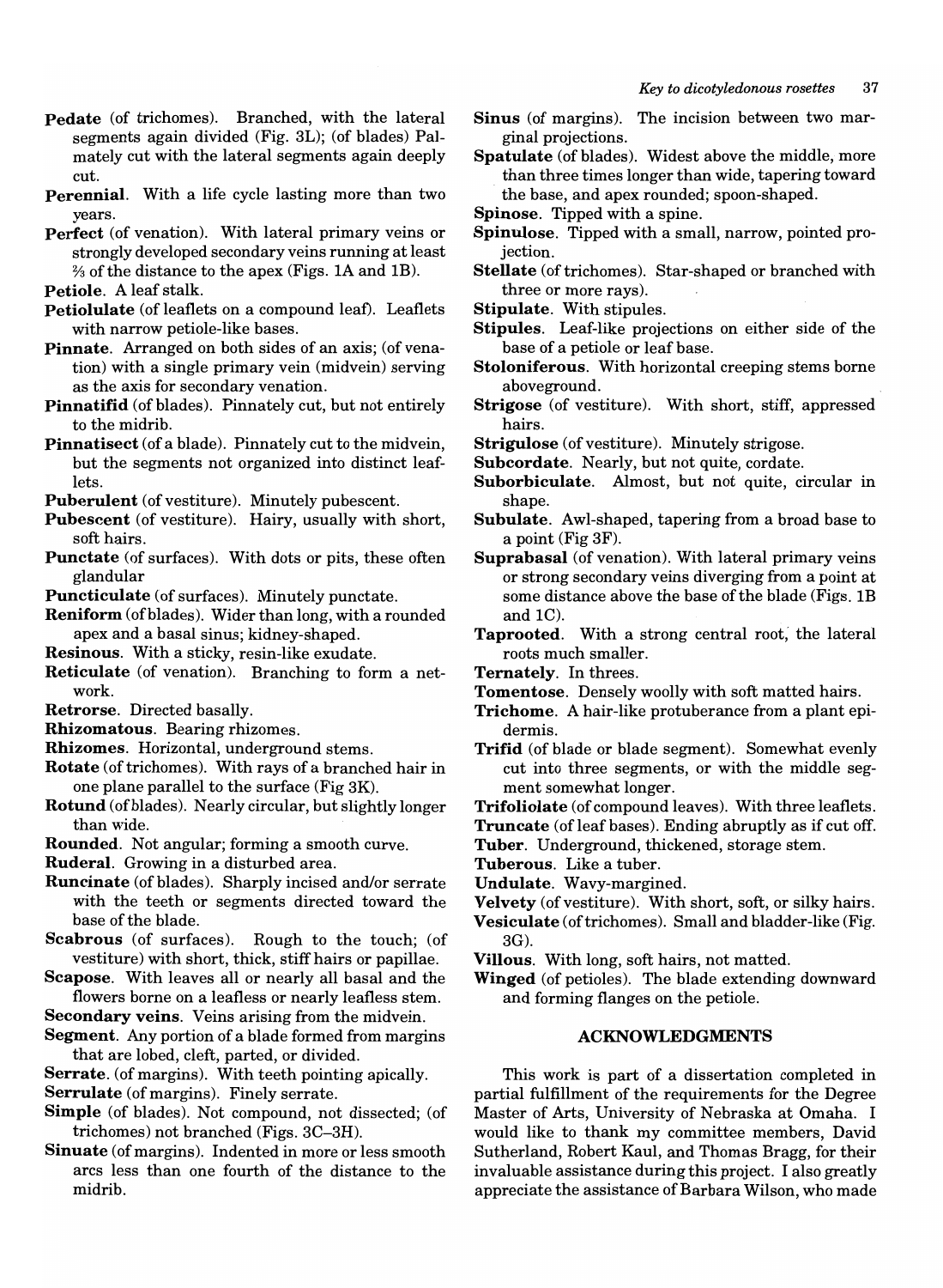**Pedate** (of trichomes). Branched, with the lateral segments again divided (Fig. 3L); (of blades) Palmately cut with the lateral segments again deeply cut.

**Perennial**. With a life cycle lasting more than two years.

**Perfect** (of venation). With lateral primary veins or strongly developed secondary veins running at least ⅔ of the distance to the apex (Figs. 1A and 1B).

**Petiole**. A leaf stalk.

**Petiolulate** (of leaflets on a compound leaf). Leaflets with narrow petiole-like bases.

**Pinnate**. Arranged on both sides of an axis; (of venation) with a single primary vein (midvein) serving as the axis for secondary venation.

**Pinnatifid** (of blades). Pinnately cut, but not entirely to the midrib.

**Pinnatisect** (of a blade). Pinnately cut to the midvein, but the segments not organized into distinct leaflets.

**Puberulent** (of vestiture). Minutely pubescent.

**Pubescent** (of vestiture). Hairy, usually with short, soft hairs.

**Punctate** (of surfaces). With dots or pits, these often glandular

**Puncticulate** (of surfaces). Minutely punctate.

**Reniform** (of blades). Wider than long, with a rounded apex and a basal sinus; kidney-shaped.

**Resinous**. With a sticky, resin-like exudate.

**Reticulate** (of venation). Branching to form a network.

**Retrorse**. Directed basally.

**Rhizomatous**. Bearing rhizomes.

**Rhizomes**. Horizontal, underground stems.

**Rotate** (of trichomes). With rays of a branched hair in one plane parallel to the surface (Fig 3K).

**Rotund** (of blades). Nearly circular, but slightly longer than wide.

**Rounded**. Not angular; forming a smooth curve.

**Ruderal**. Growing in a disturbed area.

**Runcinate** (of blades). Sharply incised and/or serrate with the teeth or segments directed toward the base of the blade.

**Scabrous** (of surfaces). Rough to the touch; (of vestiture) with short, thick, stiff hairs or papillae.

**Scapose**. With leaves all or nearly all basal and the flowers borne on a leafless or nearly leafless stem.

**Secondary veins**. Veins arising from the midvein.

**Segment**. Any portion of a blade formed from margins that are lobed, cleft, parted, or divided.

**Serrate**. (of margins). With teeth pointing apically.

**Serrulate** (of margins). Finely serrate.

**Simple** (of blades). Not compound, not dissected; (of trichomes) not branched (Figs. 3C–3H).

**Sinuate** (of margins). Indented in more or less smooth arcs less than one fourth of the distance to the midrib.

**Sinus** (of margins). The incision between two marginal projections.

**Spatulate** (of blades). Widest above the middle, more than three times longer than wide, tapering toward the base, and apex rounded; spoon-shaped.

**Spinose**. Tipped with a spine.

**Spinulose**. Tipped with a small, narrow, pointed projection.

**Stellate** (of trichomes). Star-shaped or branched with three or more rays).

**Stipulate**. With stipules.

**Stipules**. Leaf-like projections on either side of the base of a petiole or leaf base.

**Stoloniferous**. With horizontal creeping stems borne aboveground.

**Strigose** (of vestiture). With short, stiff, appressed hairs.

**Strigulose** (of vestiture). Minutely strigose.

**Subcordate**. Nearly, but not quite, cordate.

**Suborbiculate**. Almost, but not quite, circular in shape.

**Subulate**. Awl-shaped, tapering from a broad base to a point (Fig 3F).

**Suprabasal** (of venation). With lateral primary veins or strong secondary veins diverging from a point at some distance above the base of the blade (Figs. 1B and 1C).

**Taprooted**. With a strong central root, the lateral roots much smaller.

**Ternately**. In threes.

**Tomentose**. Densely woolly with soft matted hairs.

**Trichome**. A hair-like protuberance from a plant epidermis.

**Trifid** (of blade or blade segment). Somewhat evenly cut into three segments, or with the middle segment somewhat longer.

**Trifoliolate** (of compound leaves). With three leaflets.

**Truncate** (of leaf bases). Ending abruptly as if cut off.

**Tuber**. Underground, thickened, storage stem.

**Tuberous**. Like a tuber.

**Undulate**. Wavy-margined.

**Velvety** (of vestiture). With short, soft, or silky hairs.

**Vesiculate** (of trichomes). Small and bladder-like (Fig. 3G).

**Villous**. With long, soft hairs, not matted.

**Winged** (of petioles). The blade extending downward and forming flanges on the petiole.

## ACKNOWLEDGMENTS

This work is part of a dissertation completed in partial fulfillment of the requirements for the Degree Master of Arts, University of Nebraska at Omaha. I would like to thank my committee members, David Sutherland, Robert Kaul, and Thomas Bragg, for their invaluable assistance during this project. I also greatly appreciate the assistance of Barbara Wilson, who made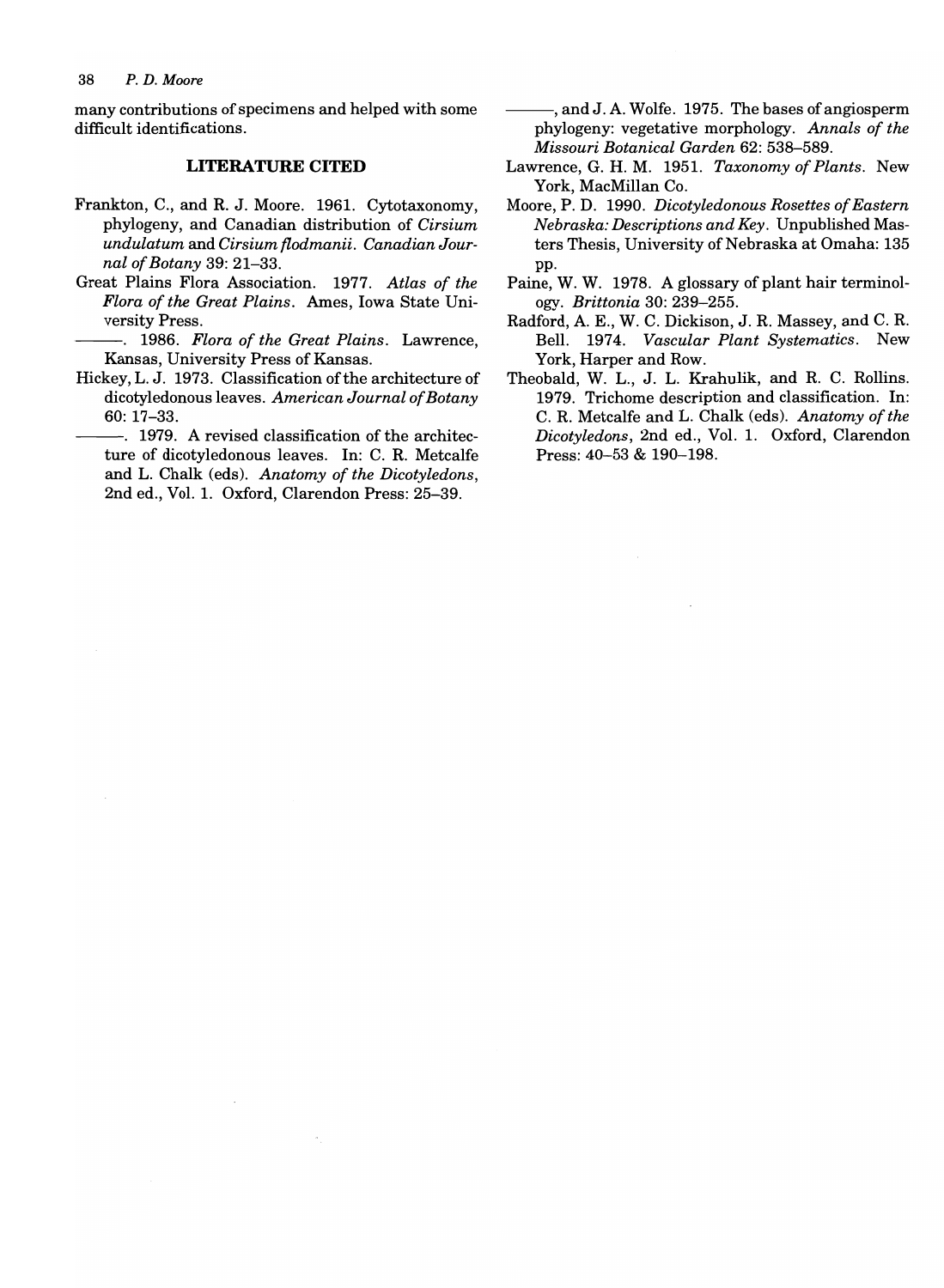many contributions of specimens and helped with some difficult identifications.

## LITERATURE CITED

Frankton, C., and R. J. Moore. 1961. Cytotaxonomy, phylogeny, and Canadian distribution of *Cirsium undulatum* and *Cirsium flodmanii*. *Canadian Journal of Botany* 39: 21–33.

Great Plains Flora Association. 1977. *Atlas of the Flora of the Great Plains*. Ames, Iowa State University Press.

———. 1986. *Flora of the Great Plains*. Lawrence, Kansas, University Press of Kansas.

Hickey, L. J. 1973. Classification of the architecture of dicotyledonous leaves. *American Journal of Botany* 60: 17–33.

———. 1979. A revised classification of the architecture of dicotyledonous leaves. In: C. R. Metcalfe and L. Chalk (eds). *Anatomy of the Dicotyledons*, 2nd ed., Vol. 1. Oxford, Clarendon Press: 25–39.

———, and J. A. Wolfe. 1975. The bases of angiosperm phylogeny: vegetative morphology. *Annals of the Missouri Botanical Garden* 62: 538–589.

Lawrence, G. H. M. 1951. *Taxonomy of Plants*. New York, MacMillan Co.

Moore, P. D. 1990. *Dicotyledonous Rosettes of Eastern Nebraska: Descriptions and Key*. Unpublished Masters Thesis, University of Nebraska at Omaha: 135 pp.

Paine, W. W. 1978. A glossary of plant hair terminology. *Brittonia* 30: 239–255.

Radford, A. E., W. C. Dickison, J. R. Massey, and C. R. Bell. 1974. *Vascular Plant Systematics*. New York, Harper and Row.

Theobald, W. L., J. L. Krahulik, and R. C. Rollins. 1979. Trichome description and classification. In: C. R. Metcalfe and L. Chalk (eds). *Anatomy of the Dicotyledons*, 2nd ed., Vol. 1. Oxford, Clarendon Press: 40–53 & 190–198.